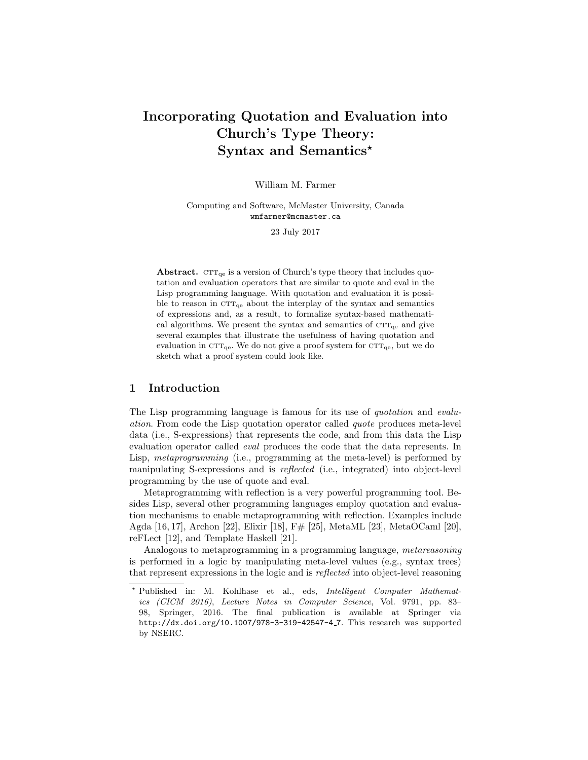# Incorporating Quotation and Evaluation into Church's Type Theory: Syntax and Semantics*

William M. Farmer

Computing and Software, McMaster University, Canada
wmfarmer@mcmaster.ca

23 July 2017

**Abstract.** $\text{CTT}_{\text{qe}}$ is a version of Church's type theory that includes quotation and evaluation operators that are similar to quote and eval in the Lisp programming language. With quotation and evaluation it is possible to reason in $\text{CTT}_{\text{qe}}$ about the interplay of the syntax and semantics of expressions and, as a result, to formalize syntax-based mathematical algorithms. We present the syntax and semantics of $\text{CTT}_{\text{qe}}$ and give several examples that illustrate the usefulness of having quotation and evaluation in $\text{CTT}_{\text{qe}}$. We do not give a proof system for $\text{CTT}_{\text{qe}}$, but we do sketch what a proof system could look like.

## 1 Introduction

The Lisp programming language is famous for its use of *quotation* and *evaluation*. From code the Lisp quotation operator called *quote* produces meta-level data (i.e., S-expressions) that represents the code, and from this data the Lisp evaluation operator called *eval* produces the code that the data represents. In Lisp, *metaprogramming* (i.e., programming at the meta-level) is performed by manipulating S-expressions and is *reflected* (i.e., integrated) into object-level programming by the use of quote and eval.

Metaprogramming with reflection is a very powerful programming tool. Besides Lisp, several other programming languages employ quotation and evaluation mechanisms to enable metaprogramming with reflection. Examples include Agda [16, 17], Archon [22], Elixir [18], F# [25], MetaML [23], MetaOCaml [20], reFLect [12], and Template Haskell [21].

Analogous to metaprogramming in a programming language, *metareasoning* is performed in a logic by manipulating meta-level values (e.g., syntax trees) that represent expressions in the logic and is *reflected* into object-level reasoning

---

* Published in: M. Kohlhase et al., eds, *Intelligent Computer Mathematics (CICM 2016)*, *Lecture Notes in Computer Science*, Vol. 9791, pp. 83–98, Springer, 2016. The final publication is available at Springer via http://dx.doi.org/10.1007/978-3-319-42547-4_7. This research was supported by NSERC.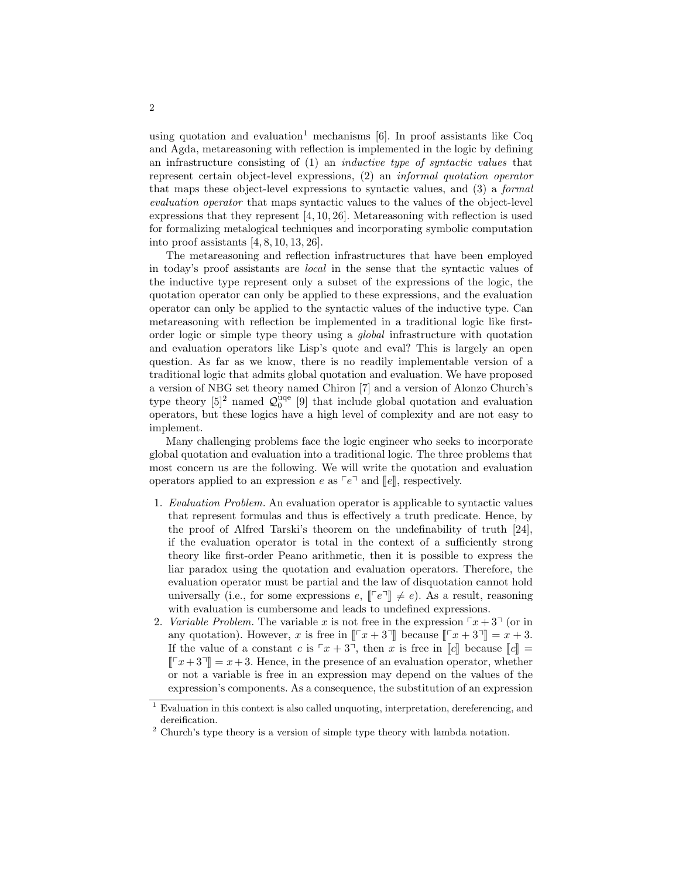using quotation and evaluation[1] mechanisms [6]. In proof assistants like Coq and Agda, metareasoning with reflection is implemented in the logic by defining an infrastructure consisting of (1) an *inductive type of syntactic values* that represent certain object-level expressions, (2) an *informal quotation operator* that maps these object-level expressions to syntactic values, and (3) a *formal evaluation operator* that maps syntactic values to the values of the object-level expressions that they represent [4, 10, 26]. Metareasoning with reflection is used for formalizing metalogical techniques and incorporating symbolic computation into proof assistants [4, 8, 10, 13, 26].

The metareasoning and reflection infrastructures that have been employed in today's proof assistants are *local* in the sense that the syntactic values of the inductive type represent only a subset of the expressions of the logic, the quotation operator can only be applied to these expressions, and the evaluation operator can only be applied to the syntactic values of the inductive type. Can metareasoning with reflection be implemented in a traditional logic like first-order logic or simple type theory using a *global* infrastructure with quotation and evaluation operators like Lisp's quote and eval? This is largely an open question. As far as we know, there is no readily implementable version of a traditional logic that admits global quotation and evaluation. We have proposed a version of NBG set theory named Chiron [7] and a version of Alonzo Church's type theory [5][2] named $\mathcal{Q}_0^{\mathrm{uqe}}$ [9] that include global quotation and evaluation operators, but these logics have a high level of complexity and are not easy to implement.

Many challenging problems face the logic engineer who seeks to incorporate global quotation and evaluation into a traditional logic. The three problems that most concern us are the following. We will write the quotation and evaluation operators applied to an expression $e$ as $\ulcorner e \urcorner$ and $[\![ e ]\!]$, respectively.

1. *Evaluation Problem.* An evaluation operator is applicable to syntactic values that represent formulas and thus is effectively a truth predicate. Hence, by the proof of Alfred Tarski's theorem on the undefinability of truth [24], if the evaluation operator is total in the context of a sufficiently strong theory like first-order Peano arithmetic, then it is possible to express the liar paradox using the quotation and evaluation operators. Therefore, the evaluation operator must be partial and the law of disquotation cannot hold universally (i.e., for some expressions $e$, $[\![ \ulcorner e \urcorner ]\!] \neq e$). As a result, reasoning with evaluation is cumbersome and leads to undefined expressions.
2. *Variable Problem.* The variable $x$ is not free in the expression $\ulcorner x + 3 \urcorner$ (or in any quotation). However, $x$ is free in $[\![ \ulcorner x + 3 \urcorner ]\!]$ because $[\![ \ulcorner x + 3 \urcorner ]\!] = x + 3$. If the value of a constant $c$ is $\ulcorner x + 3 \urcorner$, then $x$ is free in $[\![ c ]\!]$ because $[\![ c ]\!] = [\![ \ulcorner x + 3 \urcorner ]\!] = x + 3$. Hence, in the presence of an evaluation operator, whether or not a variable is free in an expression may depend on the values of the expression's components. As a consequence, the substitution of an expression

[1] Evaluation in this context is also called unquoting, interpretation, dereferencing, and dereification.

[2] Church's type theory is a version of simple type theory with lambda notation.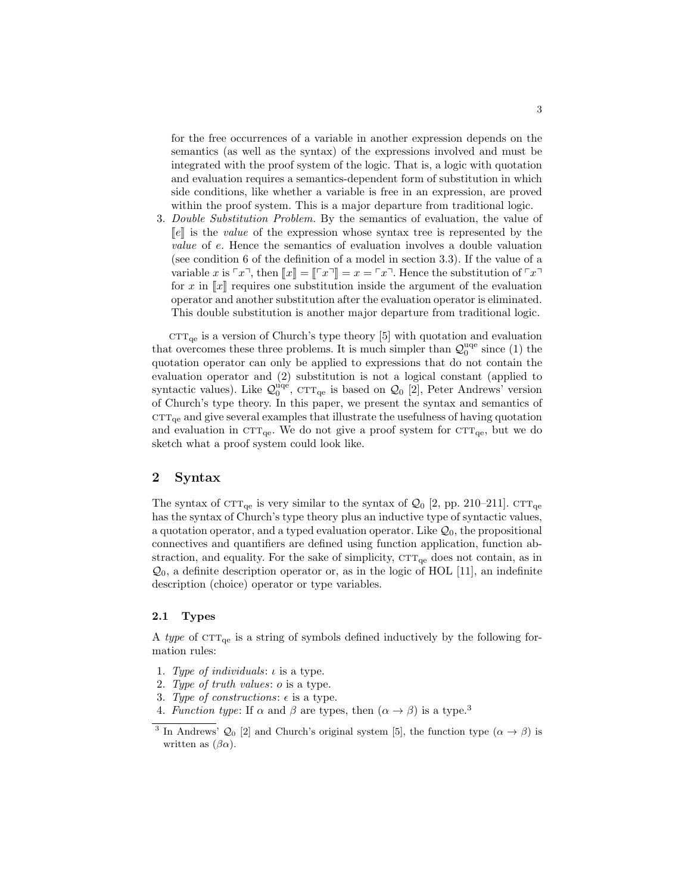for the free occurrences of a variable in another expression depends on the semantics (as well as the syntax) of the expressions involved and must be integrated with the proof system of the logic. That is, a logic with quotation and evaluation requires a semantics-dependent form of substitution in which side conditions, like whether a variable is free in an expression, are proved within the proof system. This is a major departure from traditional logic.

3. *Double Substitution Problem.* By the semantics of evaluation, the value of $[\![e]\!]$ is the *value* of the expression whose syntax tree is represented by the *value* of $e$. Hence the semantics of evaluation involves a double valuation (see condition 6 of the definition of a model in section 3.3). If the value of a variable $x$ is $\ulcorner x \urcorner$, then $[\![x]\!] = [\![\ulcorner x \urcorner]\!] = x = \ulcorner x \urcorner$. Hence the substitution of $\ulcorner x \urcorner$ for $x$ in $[\![x]\!]$ requires one substitution inside the argument of the evaluation operator and another substitution after the evaluation operator is eliminated. This double substitution is another major departure from traditional logic.

$\textsc{ctt}_{\rm qe}$ is a version of Church's type theory [5] with quotation and evaluation that overcomes these three problems. It is much simpler than $\mathcal{Q}_0^{\rm uqe}$ since (1) the quotation operator can only be applied to expressions that do not contain the evaluation operator and (2) substitution is not a logical constant (applied to syntactic values). Like $\mathcal{Q}_0^{\rm uqe}$, $\textsc{ctt}_{\rm qe}$ is based on $\mathcal{Q}_0$ [2], Peter Andrews' version of Church's type theory. In this paper, we present the syntax and semantics of $\textsc{ctt}_{\rm qe}$ and give several examples that illustrate the usefulness of having quotation and evaluation in $\textsc{ctt}_{\rm qe}$. We do not give a proof system for $\textsc{ctt}_{\rm qe}$, but we do sketch what a proof system could look like.

## 2 Syntax

The syntax of $\textsc{ctt}_{\rm qe}$ is very similar to the syntax of $\mathcal{Q}_0$ [2, pp. 210–211]. $\textsc{ctt}_{\rm qe}$ has the syntax of Church's type theory plus an inductive type of syntactic values, a quotation operator, and a typed evaluation operator. Like $\mathcal{Q}_0$, the propositional connectives and quantifiers are defined using function application, function abstraction, and equality. For the sake of simplicity, $\textsc{ctt}_{\rm qe}$ does not contain, as in $\mathcal{Q}_0$, a definite description operator or, as in the logic of HOL [11], an indefinite description (choice) operator or type variables.

### 2.1 Types

A *type* of $\textsc{ctt}_{\rm qe}$ is a string of symbols defined inductively by the following formation rules:

1. *Type of individuals*: $\iota$ is a type.
2. *Type of truth values*: $o$ is a type.
3. *Type of constructions*: $\epsilon$ is a type.
4. *Function type*: If $\alpha$ and $\beta$ are types, then $(\alpha \rightarrow \beta)$ is a type.[3]

[3] In Andrews' $\mathcal{Q}_0$ [2] and Church's original system [5], the function type $(\alpha \rightarrow \beta)$ is written as $(\beta\alpha)$.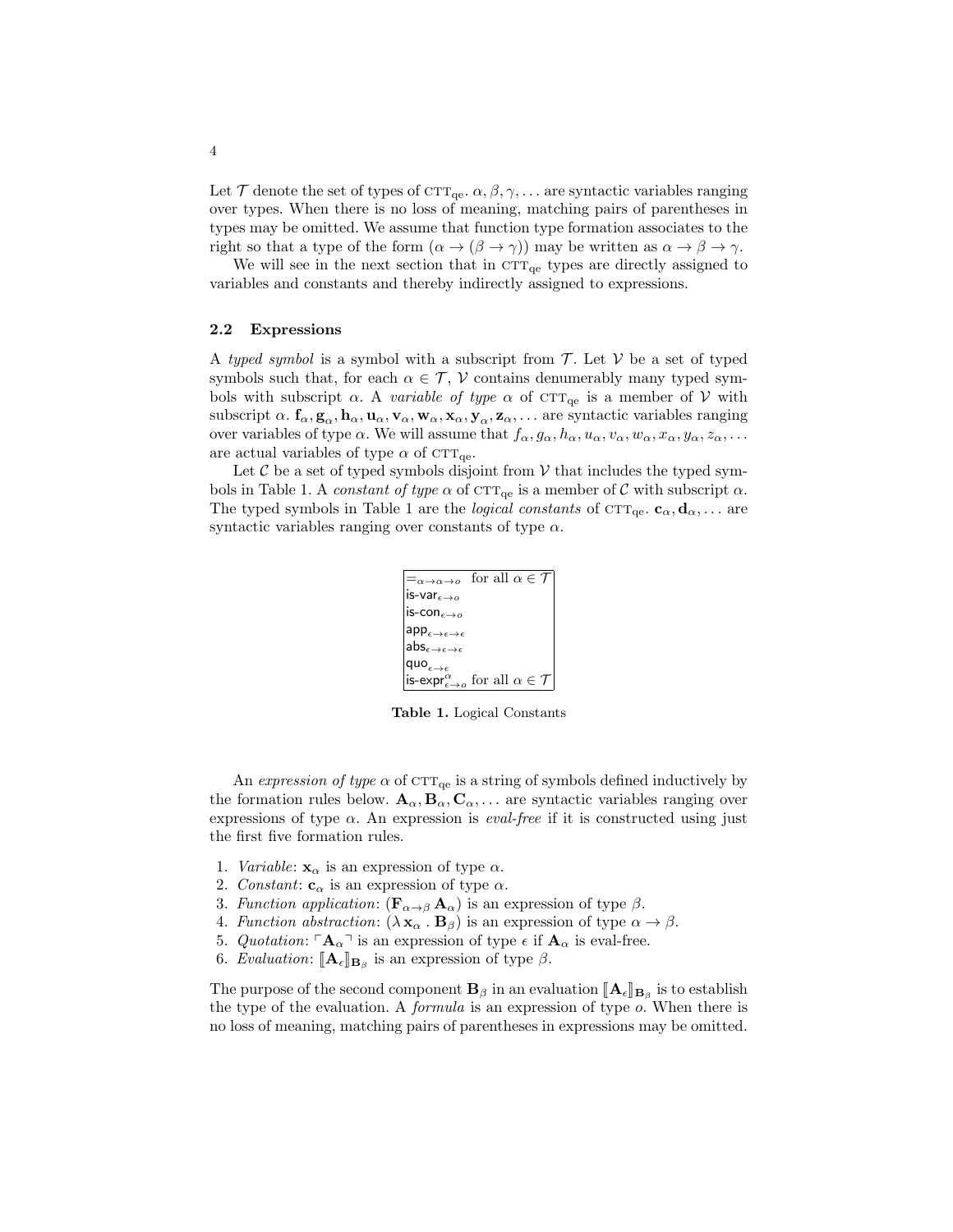Let $\mathcal{T}$ denote the set of types of $\text{CTT}_{\text{qe}}$. $\alpha, \beta, \gamma, \ldots$ are syntactic variables ranging over types. When there is no loss of meaning, matching pairs of parentheses in types may be omitted. We assume that function type formation associates to the right so that a type of the form $(\alpha \rightarrow (\beta \rightarrow \gamma))$ may be written as $\alpha \rightarrow \beta \rightarrow \gamma$.

We will see in the next section that in $\text{CTT}_{\text{qe}}$ types are directly assigned to variables and constants and thereby indirectly assigned to expressions.

### 2.2 Expressions

A *typed symbol* is a symbol with a subscript from $\mathcal{T}$. Let $\mathcal{V}$ be a set of typed symbols such that, for each $\alpha \in \mathcal{T}$, $\mathcal{V}$ contains denumerably many typed symbols with subscript $\alpha$. A *variable of type* $\alpha$ of $\text{CTT}_{\text{qe}}$ is a member of $\mathcal{V}$ with subscript $\alpha$. $\mathbf{f}_\alpha, \mathbf{g}_\alpha, \mathbf{h}_\alpha, \mathbf{u}_\alpha, \mathbf{v}_\alpha, \mathbf{w}_\alpha, \mathbf{x}_\alpha, \mathbf{y}_\alpha, \mathbf{z}_\alpha, \ldots$ are syntactic variables ranging over variables of type $\alpha$. We will assume that $f_\alpha, g_\alpha, h_\alpha, u_\alpha, v_\alpha, w_\alpha, x_\alpha, y_\alpha, z_\alpha, \ldots$ are actual variables of type $\alpha$ of $\text{CTT}_{\text{qe}}$.

Let $\mathcal{C}$ be a set of typed symbols disjoint from $\mathcal{V}$ that includes the typed symbols in Table 1. A *constant of type* $\alpha$ of $\text{CTT}_{\text{qe}}$ is a member of $\mathcal{C}$ with subscript $\alpha$. The typed symbols in Table 1 are the *logical constants* of $\text{CTT}_{\text{qe}}$. $\mathbf{c}_\alpha, \mathbf{d}_\alpha, \ldots$ are syntactic variables ranging over constants of type $\alpha$.

| Logical constant | |
|---|---|
| $=_{\alpha \rightarrow \alpha \rightarrow o}$ | for all $\alpha \in \mathcal{T}$ |
| $\mathsf{is\text{-}var}_{\epsilon \rightarrow o}$ | |
| $\mathsf{is\text{-}con}_{\epsilon \rightarrow o}$ | |
| $\mathsf{app}_{\epsilon \rightarrow \epsilon \rightarrow \epsilon}$ | |
| $\mathsf{abs}_{\epsilon \rightarrow \epsilon \rightarrow \epsilon}$ | |
| $\mathsf{quo}_{\epsilon \rightarrow \epsilon}$ | |
| $\mathsf{is\text{-}expr}^{\alpha}_{\epsilon \rightarrow o}$ | for all $\alpha \in \mathcal{T}$ |

**Table 1.** Logical Constants

An *expression of type* $\alpha$ of $\text{CTT}_{\text{qe}}$ is a string of symbols defined inductively by the formation rules below. $\mathbf{A}_\alpha, \mathbf{B}_\alpha, \mathbf{C}_\alpha, \ldots$ are syntactic variables ranging over expressions of type $\alpha$. An expression is *eval-free* if it is constructed using just the first five formation rules.

1. *Variable*: $\mathbf{x}_\alpha$ is an expression of type $\alpha$.
2. *Constant*: $\mathbf{c}_\alpha$ is an expression of type $\alpha$.
3. *Function application*: $(\mathbf{F}_{\alpha \rightarrow \beta}\, \mathbf{A}_\alpha)$ is an expression of type $\beta$.
4. *Function abstraction*: $(\lambda\, \mathbf{x}_\alpha \,.\, \mathbf{B}_\beta)$ is an expression of type $\alpha \rightarrow \beta$.
5. *Quotation*: $\ulcorner \mathbf{A}_\alpha \urcorner$ is an expression of type $\epsilon$ if $\mathbf{A}_\alpha$ is eval-free.
6. *Evaluation*: $[\![\mathbf{A}_\epsilon]\!]_{\mathbf{B}_\beta}$ is an expression of type $\beta$.

The purpose of the second component $\mathbf{B}_\beta$ in an evaluation $[\![\mathbf{A}_\epsilon]\!]_{\mathbf{B}_\beta}$ is to establish the type of the evaluation. A *formula* is an expression of type $o$. When there is no loss of meaning, matching pairs of parentheses in expressions may be omitted.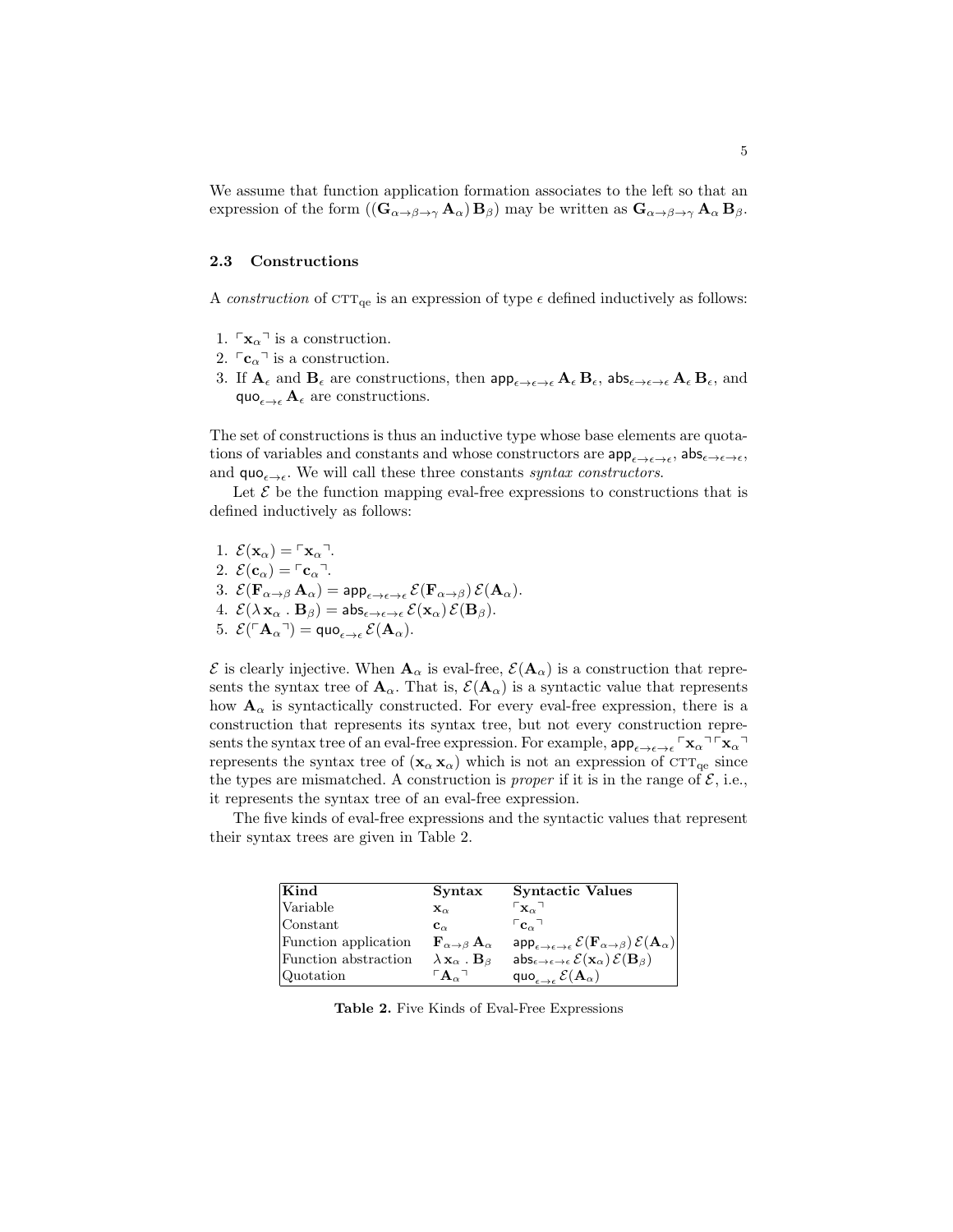We assume that function application formation associates to the left so that an expression of the form $((\mathbf{G}_{\alpha\rightarrow\beta\rightarrow\gamma}\,\mathbf{A}_\alpha)\,\mathbf{B}_\beta)$ may be written as $\mathbf{G}_{\alpha\rightarrow\beta\rightarrow\gamma}\,\mathbf{A}_\alpha\,\mathbf{B}_\beta$.

### 2.3 Constructions

A *construction* of $\textsc{ctt}_{\rm qe}$ is an expression of type $\epsilon$ defined inductively as follows:

1. $\ulcorner \mathbf{x}_\alpha \urcorner$ is a construction.
2. $\ulcorner \mathbf{c}_\alpha \urcorner$ is a construction.
3. If $\mathbf{A}_\epsilon$ and $\mathbf{B}_\epsilon$ are constructions, then $\mathsf{app}_{\epsilon\rightarrow\epsilon\rightarrow\epsilon}\,\mathbf{A}_\epsilon\,\mathbf{B}_\epsilon$, $\mathsf{abs}_{\epsilon\rightarrow\epsilon\rightarrow\epsilon}\,\mathbf{A}_\epsilon\,\mathbf{B}_\epsilon$, and $\mathsf{quo}_{\epsilon\rightarrow\epsilon}\,\mathbf{A}_\epsilon$ are constructions.

The set of constructions is thus an inductive type whose base elements are quotations of variables and constants and whose constructors are $\mathsf{app}_{\epsilon\rightarrow\epsilon\rightarrow\epsilon}$, $\mathsf{abs}_{\epsilon\rightarrow\epsilon\rightarrow\epsilon}$, and $\mathsf{quo}_{\epsilon\rightarrow\epsilon}$. We will call these three constants *syntax constructors*.

Let $\mathcal{E}$ be the function mapping eval-free expressions to constructions that is defined inductively as follows:

1. $\mathcal{E}(\mathbf{x}_\alpha) = \ulcorner \mathbf{x}_\alpha \urcorner$.
2. $\mathcal{E}(\mathbf{c}_\alpha) = \ulcorner \mathbf{c}_\alpha \urcorner$.
3. $\mathcal{E}(\mathbf{F}_{\alpha\rightarrow\beta}\,\mathbf{A}_\alpha) = \mathsf{app}_{\epsilon\rightarrow\epsilon\rightarrow\epsilon}\,\mathcal{E}(\mathbf{F}_{\alpha\rightarrow\beta})\,\mathcal{E}(\mathbf{A}_\alpha)$.
4. $\mathcal{E}(\lambda\,\mathbf{x}_\alpha\,.\,\mathbf{B}_\beta) = \mathsf{abs}_{\epsilon\rightarrow\epsilon\rightarrow\epsilon}\,\mathcal{E}(\mathbf{x}_\alpha)\,\mathcal{E}(\mathbf{B}_\beta)$.
5. $\mathcal{E}(\ulcorner \mathbf{A}_\alpha \urcorner) = \mathsf{quo}_{\epsilon\rightarrow\epsilon}\,\mathcal{E}(\mathbf{A}_\alpha)$.

$\mathcal{E}$ is clearly injective. When $\mathbf{A}_\alpha$ is eval-free, $\mathcal{E}(\mathbf{A}_\alpha)$ is a construction that represents the syntax tree of $\mathbf{A}_\alpha$. That is, $\mathcal{E}(\mathbf{A}_\alpha)$ is a syntactic value that represents how $\mathbf{A}_\alpha$ is syntactically constructed. For every eval-free expression, there is a construction that represents its syntax tree, but not every construction represents the syntax tree of an eval-free expression. For example, $\mathsf{app}_{\epsilon\rightarrow\epsilon\rightarrow\epsilon}\,\ulcorner \mathbf{x}_\alpha \urcorner \ulcorner \mathbf{x}_\alpha \urcorner$ represents the syntax tree of $(\mathbf{x}_\alpha\,\mathbf{x}_\alpha)$ which is not an expression of $\textsc{ctt}_{\rm qe}$ since the types are mismatched. A construction is *proper* if it is in the range of $\mathcal{E}$, i.e., it represents the syntax tree of an eval-free expression.

The five kinds of eval-free expressions and the syntactic values that represent their syntax trees are given in Table 2.

| Kind | Syntax | Syntactic Values |
|---|---|---|
| Variable | $\mathbf{x}_\alpha$ | $\ulcorner \mathbf{x}_\alpha \urcorner$ |
| Constant | $\mathbf{c}_\alpha$ | $\ulcorner \mathbf{c}_\alpha \urcorner$ |
| Function application | $\mathbf{F}_{\alpha\rightarrow\beta}\,\mathbf{A}_\alpha$ | $\mathsf{app}_{\epsilon\rightarrow\epsilon\rightarrow\epsilon}\,\mathcal{E}(\mathbf{F}_{\alpha\rightarrow\beta})\,\mathcal{E}(\mathbf{A}_\alpha)$ |
| Function abstraction | $\lambda\,\mathbf{x}_\alpha\,.\,\mathbf{B}_\beta$ | $\mathsf{abs}_{\epsilon\rightarrow\epsilon\rightarrow\epsilon}\,\mathcal{E}(\mathbf{x}_\alpha)\,\mathcal{E}(\mathbf{B}_\beta)$ |
| Quotation | $\ulcorner \mathbf{A}_\alpha \urcorner$ | $\mathsf{quo}_{\epsilon\rightarrow\epsilon}\,\mathcal{E}(\mathbf{A}_\alpha)$ |

**Table 2.** Five Kinds of Eval-Free Expressions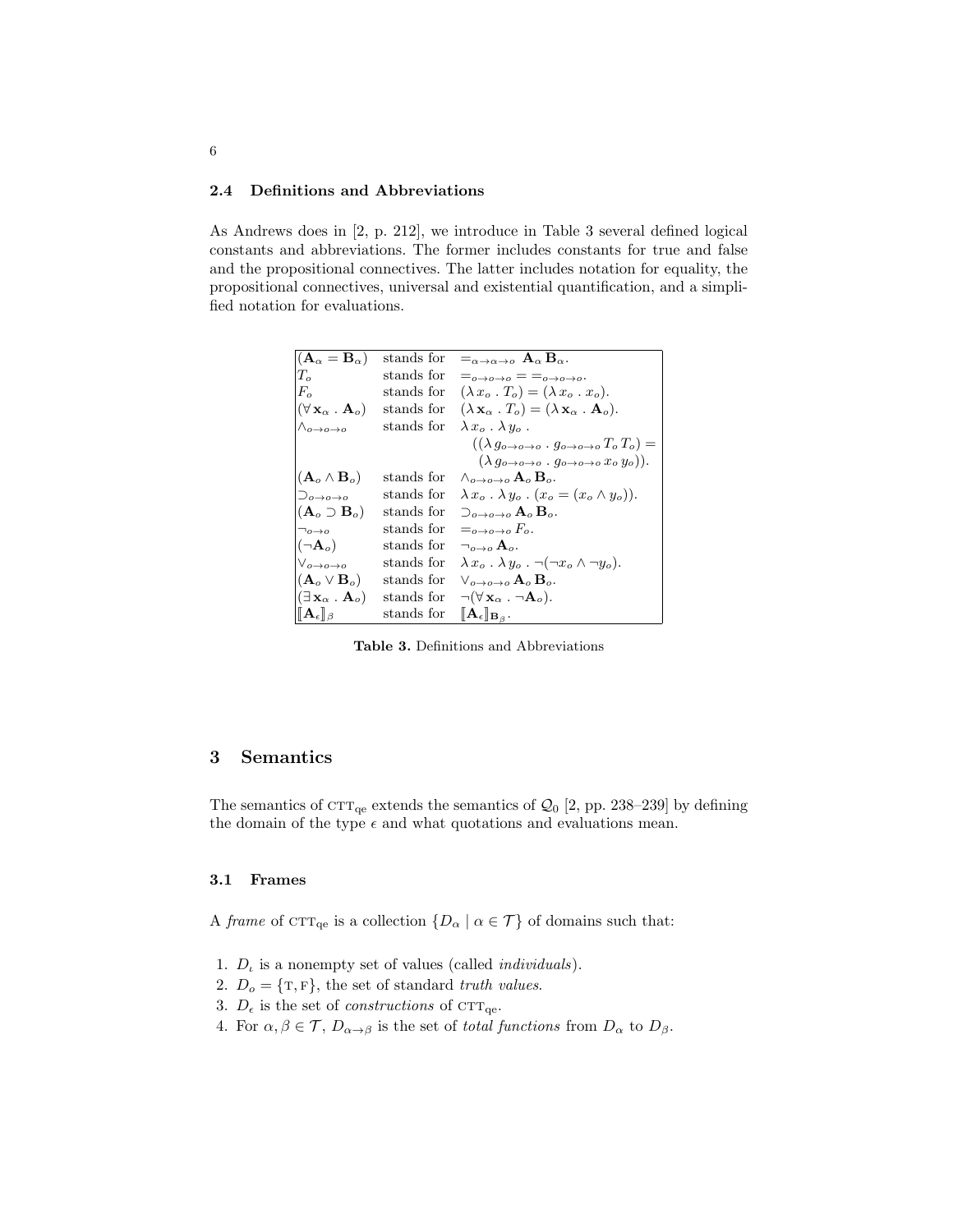### 2.4 Definitions and Abbreviations

As Andrews does in [2, p. 212], we introduce in Table 3 several defined logical constants and abbreviations. The former includes constants for true and false and the propositional connectives. The latter includes notation for equality, the propositional connectives, universal and existential quantification, and a simplified notation for evaluations.

| | | |
|---|---|---|
| $(\mathbf{A}_\alpha = \mathbf{B}_\alpha)$ | stands for | $=_{\alpha \rightarrow \alpha \rightarrow o}\ \mathbf{A}_\alpha\, \mathbf{B}_\alpha$. |
| $T_o$ | stands for | $=_{o \rightarrow o \rightarrow o} = =_{o \rightarrow o \rightarrow o}$. |
| $F_o$ | stands for | $(\lambda\, x_o \,.\, T_o) = (\lambda\, x_o \,.\, x_o)$. |
| $(\forall\, \mathbf{x}_\alpha \,.\, \mathbf{A}_o)$ | stands for | $(\lambda\, \mathbf{x}_\alpha \,.\, T_o) = (\lambda\, \mathbf{x}_\alpha \,.\, \mathbf{A}_o)$. |
| $\wedge_{o \rightarrow o \rightarrow o}$ | stands for | $\lambda\, x_o \,.\, \lambda\, y_o \,.\, ((\lambda\, g_{o \rightarrow o \rightarrow o} \,.\, g_{o \rightarrow o \rightarrow o}\, T_o\, T_o) = (\lambda\, g_{o \rightarrow o \rightarrow o} \,.\, g_{o \rightarrow o \rightarrow o}\, x_o\, y_o))$. |
| $(\mathbf{A}_o \wedge \mathbf{B}_o)$ | stands for | $\wedge_{o \rightarrow o \rightarrow o}\, \mathbf{A}_o\, \mathbf{B}_o$. |
| $\supset_{o \rightarrow o \rightarrow o}$ | stands for | $\lambda\, x_o \,.\, \lambda\, y_o \,.\, (x_o = (x_o \wedge y_o))$. |
| $(\mathbf{A}_o \supset \mathbf{B}_o)$ | stands for | $\supset_{o \rightarrow o \rightarrow o}\, \mathbf{A}_o\, \mathbf{B}_o$. |
| $\neg_{o \rightarrow o}$ | stands for | $=_{o \rightarrow o \rightarrow o} F_o$. |
| $(\neg \mathbf{A}_o)$ | stands for | $\neg_{o \rightarrow o}\, \mathbf{A}_o$. |
| $\vee_{o \rightarrow o \rightarrow o}$ | stands for | $\lambda\, x_o \,.\, \lambda\, y_o \,.\, \neg(\neg x_o \wedge \neg y_o)$. |
| $(\mathbf{A}_o \vee \mathbf{B}_o)$ | stands for | $\vee_{o \rightarrow o \rightarrow o}\, \mathbf{A}_o\, \mathbf{B}_o$. |
| $(\exists\, \mathbf{x}_\alpha \,.\, \mathbf{A}_o)$ | stands for | $\neg(\forall\, \mathbf{x}_\alpha \,.\, \neg \mathbf{A}_o)$. |
| $[\![\mathbf{A}_\epsilon]\!]_\beta$ | stands for | $[\![\mathbf{A}_\epsilon]\!]_{\mathbf{B}_\beta}$. |

**Table 3.** Definitions and Abbreviations

## 3 Semantics

The semantics of $\text{CTT}_{\text{qe}}$ extends the semantics of $\mathcal{Q}_0$ [2, pp. 238–239] by defining the domain of the type $\epsilon$ and what quotations and evaluations mean.

### 3.1 Frames

A *frame* of $\text{CTT}_{\text{qe}}$ is a collection $\{D_\alpha \mid \alpha \in \mathcal{T}\}$ of domains such that:

1. $D_\iota$ is a nonempty set of values (called *individuals*).
2. $D_o = \{\text{T}, \text{F}\}$, the set of standard *truth values*.
3. $D_\epsilon$ is the set of *constructions* of $\text{CTT}_{\text{qe}}$.
4. For $\alpha, \beta \in \mathcal{T}$, $D_{\alpha \rightarrow \beta}$ is the set of *total functions* from $D_\alpha$ to $D_\beta$.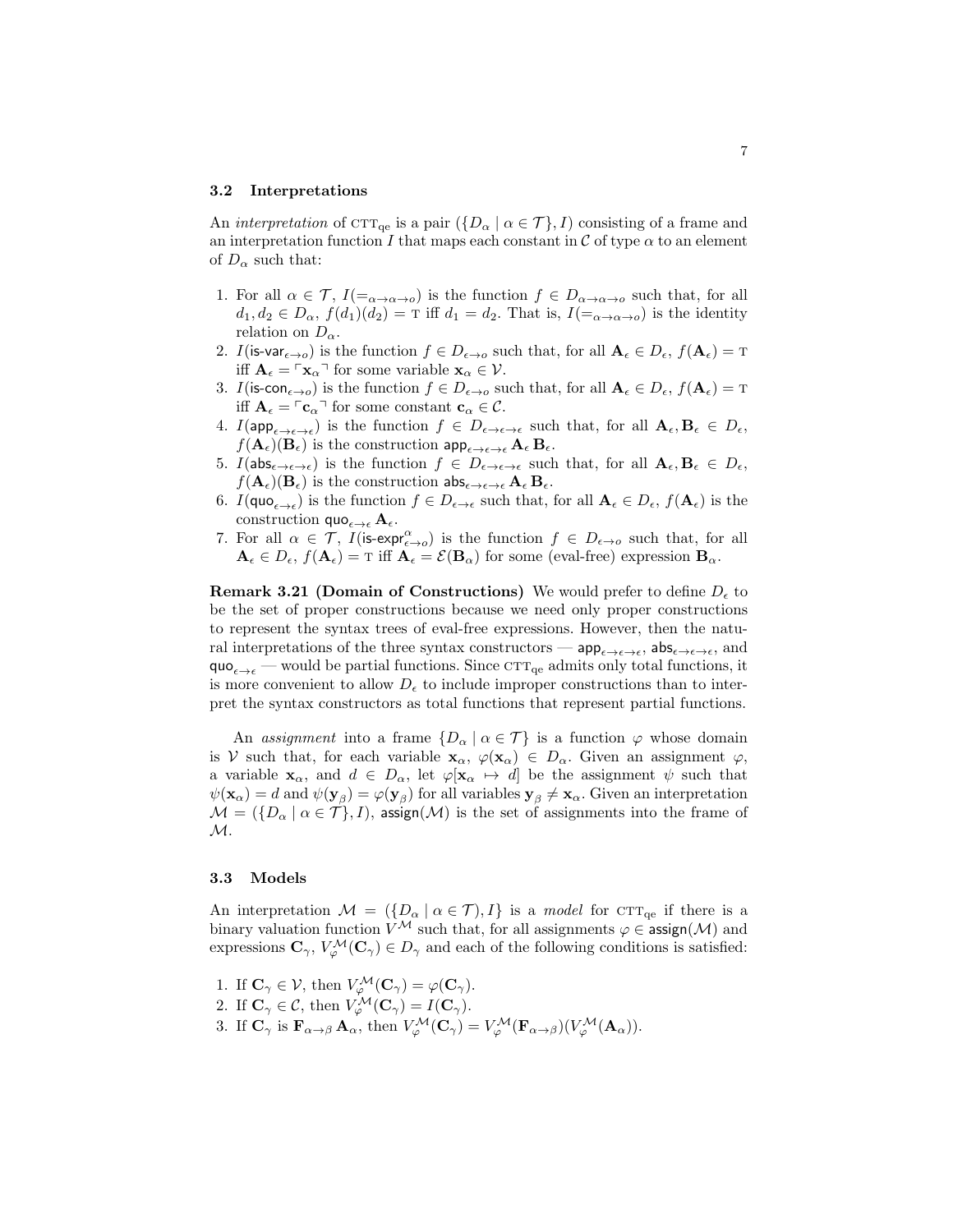### 3.2 Interpretations

An *interpretation* of $\text{CTT}_{\text{qe}}$ is a pair $(\{D_\alpha \mid \alpha \in \mathcal{T}\}, I)$ consisting of a frame and an interpretation function $I$ that maps each constant in $\mathcal{C}$ of type $\alpha$ to an element of $D_\alpha$ such that:

1. For all $\alpha \in \mathcal{T}$, $I(=_{\alpha \to \alpha \to o})$ is the function $f \in D_{\alpha \to \alpha \to o}$ such that, for all $d_1, d_2 \in D_\alpha$, $f(d_1)(d_2) = \text{T}$ iff $d_1 = d_2$. That is, $I(=_{\alpha \to \alpha \to o})$ is the identity relation on $D_\alpha$.
2. $I(\mathsf{is\text{-}var}_{\epsilon \to o})$ is the function $f \in D_{\epsilon \to o}$ such that, for all $\mathbf{A}_\epsilon \in D_\epsilon$, $f(\mathbf{A}_\epsilon) = \text{T}$ iff $\mathbf{A}_\epsilon = \ulcorner \mathbf{x}_\alpha \urcorner$ for some variable $\mathbf{x}_\alpha \in \mathcal{V}$.
3. $I(\mathsf{is\text{-}con}_{\epsilon \to o})$ is the function $f \in D_{\epsilon \to o}$ such that, for all $\mathbf{A}_\epsilon \in D_\epsilon$, $f(\mathbf{A}_\epsilon) = \text{T}$ iff $\mathbf{A}_\epsilon = \ulcorner \mathbf{c}_\alpha \urcorner$ for some constant $\mathbf{c}_\alpha \in \mathcal{C}$.
4. $I(\mathsf{app}_{\epsilon \to \epsilon \to \epsilon})$ is the function $f \in D_{\epsilon \to \epsilon \to \epsilon}$ such that, for all $\mathbf{A}_\epsilon, \mathbf{B}_\epsilon \in D_\epsilon$, $f(\mathbf{A}_\epsilon)(\mathbf{B}_\epsilon)$ is the construction $\mathsf{app}_{\epsilon \to \epsilon \to \epsilon}\, \mathbf{A}_\epsilon\, \mathbf{B}_\epsilon$.
5. $I(\mathsf{abs}_{\epsilon \to \epsilon \to \epsilon})$ is the function $f \in D_{\epsilon \to \epsilon \to \epsilon}$ such that, for all $\mathbf{A}_\epsilon, \mathbf{B}_\epsilon \in D_\epsilon$, $f(\mathbf{A}_\epsilon)(\mathbf{B}_\epsilon)$ is the construction $\mathsf{abs}_{\epsilon \to \epsilon \to \epsilon}\, \mathbf{A}_\epsilon\, \mathbf{B}_\epsilon$.
6. $I(\mathsf{quo}_{\epsilon \to \epsilon})$ is the function $f \in D_{\epsilon \to \epsilon}$ such that, for all $\mathbf{A}_\epsilon \in D_\epsilon$, $f(\mathbf{A}_\epsilon)$ is the construction $\mathsf{quo}_{\epsilon \to \epsilon}\, \mathbf{A}_\epsilon$.
7. For all $\alpha \in \mathcal{T}$, $I(\mathsf{is\text{-}expr}^{\alpha}_{\epsilon \to o})$ is the function $f \in D_{\epsilon \to o}$ such that, for all $\mathbf{A}_\epsilon \in D_\epsilon$, $f(\mathbf{A}_\epsilon) = \text{T}$ iff $\mathbf{A}_\epsilon = \mathcal{E}(\mathbf{B}_\alpha)$ for some (eval-free) expression $\mathbf{B}_\alpha$.

**Remark 3.21 (Domain of Constructions)** We would prefer to define $D_\epsilon$ to be the set of proper constructions because we need only proper constructions to represent the syntax trees of eval-free expressions. However, then the natural interpretations of the three syntax constructors — $\mathsf{app}_{\epsilon \to \epsilon \to \epsilon}$, $\mathsf{abs}_{\epsilon \to \epsilon \to \epsilon}$, and $\mathsf{quo}_{\epsilon \to \epsilon}$ — would be partial functions. Since $\text{CTT}_{\text{qe}}$ admits only total functions, it is more convenient to allow $D_\epsilon$ to include improper constructions than to interpret the syntax constructors as total functions that represent partial functions.

An *assignment* into a frame $\{D_\alpha \mid \alpha \in \mathcal{T}\}$ is a function $\varphi$ whose domain is $\mathcal{V}$ such that, for each variable $\mathbf{x}_\alpha$, $\varphi(\mathbf{x}_\alpha) \in D_\alpha$. Given an assignment $\varphi$, a variable $\mathbf{x}_\alpha$, and $d \in D_\alpha$, let $\varphi[\mathbf{x}_\alpha \mapsto d]$ be the assignment $\psi$ such that $\psi(\mathbf{x}_\alpha) = d$ and $\psi(\mathbf{y}_\beta) = \varphi(\mathbf{y}_\beta)$ for all variables $\mathbf{y}_\beta \neq \mathbf{x}_\alpha$. Given an interpretation $\mathcal{M} = (\{D_\alpha \mid \alpha \in \mathcal{T}\}, I)$, $\mathsf{assign}(\mathcal{M})$ is the set of assignments into the frame of $\mathcal{M}$.

### 3.3 Models

An interpretation $\mathcal{M} = (\{D_\alpha \mid \alpha \in \mathcal{T}), I\}$ is a *model* for $\text{CTT}_{\text{qe}}$ if there is a binary valuation function $V^{\mathcal{M}}$ such that, for all assignments $\varphi \in \mathsf{assign}(\mathcal{M})$ and expressions $\mathbf{C}_\gamma$, $V^{\mathcal{M}}_\varphi(\mathbf{C}_\gamma) \in D_\gamma$ and each of the following conditions is satisfied:

1. If $\mathbf{C}_\gamma \in \mathcal{V}$, then $V^{\mathcal{M}}_\varphi(\mathbf{C}_\gamma) = \varphi(\mathbf{C}_\gamma)$.
2. If $\mathbf{C}_\gamma \in \mathcal{C}$, then $V^{\mathcal{M}}_\varphi(\mathbf{C}_\gamma) = I(\mathbf{C}_\gamma)$.
3. If $\mathbf{C}_\gamma$ is $\mathbf{F}_{\alpha \to \beta}\, \mathbf{A}_\alpha$, then $V^{\mathcal{M}}_\varphi(\mathbf{C}_\gamma) = V^{\mathcal{M}}_\varphi(\mathbf{F}_{\alpha \to \beta})(V^{\mathcal{M}}_\varphi(\mathbf{A}_\alpha))$.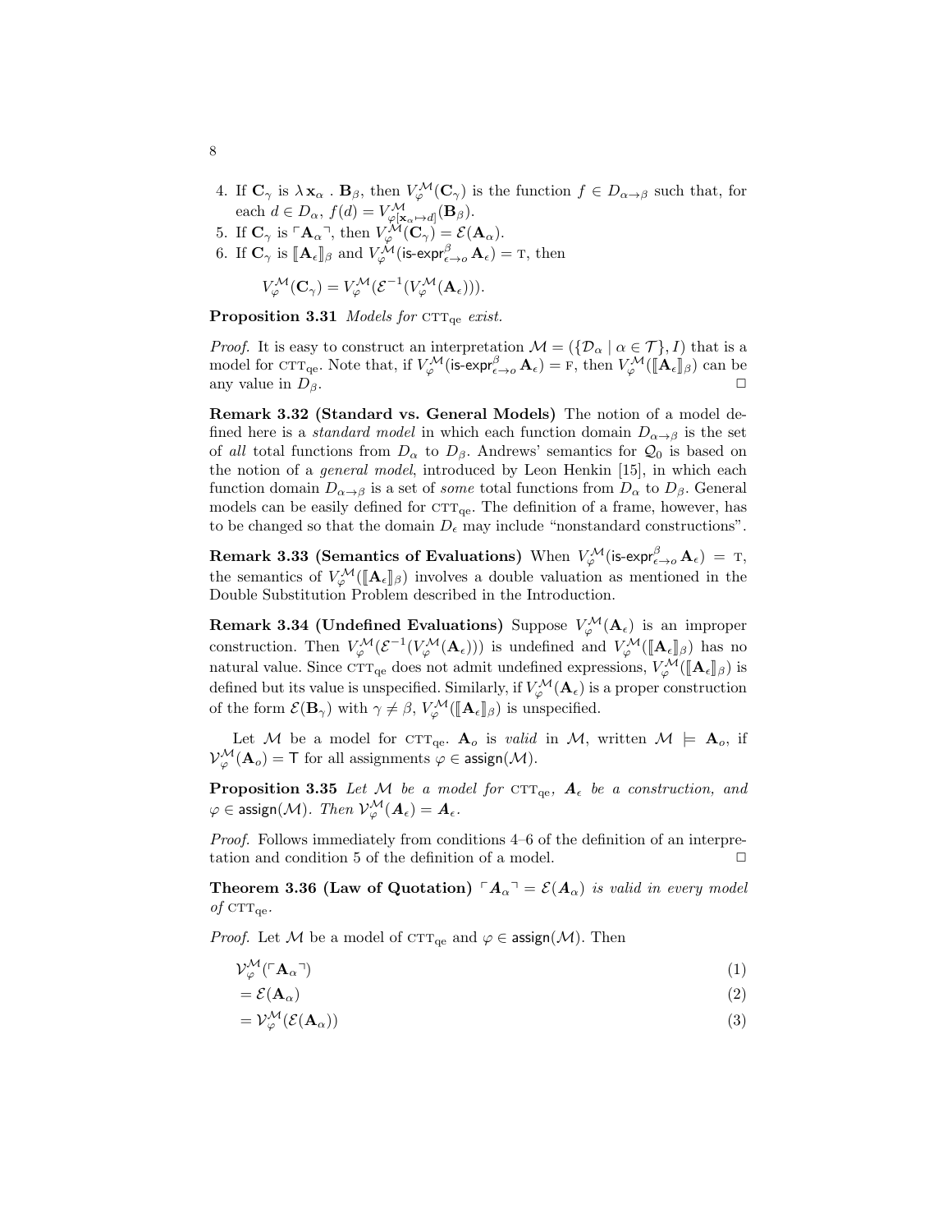4. If $\mathbf{C}_\gamma$ is $\lambda\, \mathbf{x}_\alpha \,.\, \mathbf{B}_\beta$, then $V^{\mathcal{M}}_{\varphi}(\mathbf{C}_\gamma)$ is the function $f \in D_{\alpha\to\beta}$ such that, for each $d \in D_\alpha$, $f(d) = V^{\mathcal{M}}_{\varphi[\mathbf{x}_\alpha \mapsto d]}(\mathbf{B}_\beta)$.
5. If $\mathbf{C}_\gamma$ is $\ulcorner \mathbf{A}_\alpha \urcorner$, then $V^{\mathcal{M}}_{\varphi}(\mathbf{C}_\gamma) = \mathcal{E}(\mathbf{A}_\alpha)$.
6. If $\mathbf{C}_\gamma$ is $[\![\mathbf{A}_\epsilon]\!]_\beta$ and $V^{\mathcal{M}}_{\varphi}(\textsf{is-expr}^{\beta}_{\epsilon\to o}\, \mathbf{A}_\epsilon) = \textsc{t}$, then

$$V^{\mathcal{M}}_{\varphi}(\mathbf{C}_\gamma) = V^{\mathcal{M}}_{\varphi}(\mathcal{E}^{-1}(V^{\mathcal{M}}_{\varphi}(\mathbf{A}_\epsilon))).$$

**Proposition 3.31** *Models for* $\text{CTT}_{\text{qe}}$ *exist.*

*Proof.* It is easy to construct an interpretation $\mathcal{M} = (\{\mathcal{D}_\alpha \mid \alpha \in \mathcal{T}\}, I)$ that is a model for $\text{CTT}_{\text{qe}}$. Note that, if $V^{\mathcal{M}}_{\varphi}(\textsf{is-expr}^{\beta}_{\epsilon\to o}\, \mathbf{A}_\epsilon) = \textsc{f}$, then $V^{\mathcal{M}}_{\varphi}([\![\mathbf{A}_\epsilon]\!]_\beta)$ can be any value in $D_\beta$. $\square$

**Remark 3.32 (Standard vs. General Models)** The notion of a model defined here is a *standard model* in which each function domain $D_{\alpha\to\beta}$ is the set of *all* total functions from $D_\alpha$ to $D_\beta$. Andrews' semantics for $\mathcal{Q}_0$ is based on the notion of a *general model*, introduced by Leon Henkin [15], in which each function domain $D_{\alpha\to\beta}$ is a set of *some* total functions from $D_\alpha$ to $D_\beta$. General models can be easily defined for $\text{CTT}_{\text{qe}}$. The definition of a frame, however, has to be changed so that the domain $D_\epsilon$ may include "nonstandard constructions".

**Remark 3.33 (Semantics of Evaluations)** When $V^{\mathcal{M}}_{\varphi}(\textsf{is-expr}^{\beta}_{\epsilon\to o}\, \mathbf{A}_\epsilon) = \textsc{t}$, the semantics of $V^{\mathcal{M}}_{\varphi}([\![\mathbf{A}_\epsilon]\!]_\beta)$ involves a double valuation as mentioned in the Double Substitution Problem described in the Introduction.

**Remark 3.34 (Undefined Evaluations)** Suppose $V^{\mathcal{M}}_{\varphi}(\mathbf{A}_\epsilon)$ is an improper construction. Then $V^{\mathcal{M}}_{\varphi}(\mathcal{E}^{-1}(V^{\mathcal{M}}_{\varphi}(\mathbf{A}_\epsilon)))$ is undefined and $V^{\mathcal{M}}_{\varphi}([\![\mathbf{A}_\epsilon]\!]_\beta)$ has no natural value. Since $\text{CTT}_{\text{qe}}$ does not admit undefined expressions, $V^{\mathcal{M}}_{\varphi}([\![\mathbf{A}_\epsilon]\!]_\beta)$ is defined but its value is unspecified. Similarly, if $V^{\mathcal{M}}_{\varphi}(\mathbf{A}_\epsilon)$ is a proper construction of the form $\mathcal{E}(\mathbf{B}_\gamma)$ with $\gamma \neq \beta$, $V^{\mathcal{M}}_{\varphi}([\![\mathbf{A}_\epsilon]\!]_\beta)$ is unspecified.

Let $\mathcal{M}$ be a model for $\text{CTT}_{\text{qe}}$. $\mathbf{A}_o$ is *valid* in $\mathcal{M}$, written $\mathcal{M} \models \mathbf{A}_o$, if $\mathcal{V}^{\mathcal{M}}_{\varphi}(\mathbf{A}_o) = \mathsf{T}$ for all assignments $\varphi \in \mathsf{assign}(\mathcal{M})$.

**Proposition 3.35** *Let* $\mathcal{M}$ *be a model for* $\text{CTT}_{\text{qe}}$*,* $\boldsymbol{A}_\epsilon$ *be a construction, and* $\varphi \in \mathsf{assign}(\mathcal{M})$*. Then* $\mathcal{V}^{\mathcal{M}}_{\varphi}(\boldsymbol{A}_\epsilon) = \boldsymbol{A}_\epsilon$*.*

*Proof.* Follows immediately from conditions 4–6 of the definition of an interpretation and condition 5 of the definition of a model. $\square$

**Theorem 3.36 (Law of Quotation)** $\ulcorner \boldsymbol{A}_\alpha \urcorner = \mathcal{E}(\boldsymbol{A}_\alpha)$ *is valid in every model of* $\text{CTT}_{\text{qe}}$*.*

*Proof.* Let $\mathcal{M}$ be a model of $\text{CTT}_{\text{qe}}$ and $\varphi \in \mathsf{assign}(\mathcal{M})$. Then

$$\mathcal{V}^{\mathcal{M}}_{\varphi}(\ulcorner \mathbf{A}_\alpha \urcorner) \tag{1}$$

$$= \mathcal{E}(\mathbf{A}_\alpha) \tag{2}$$

$$= \mathcal{V}^{\mathcal{M}}_{\varphi}(\mathcal{E}(\mathbf{A}_\alpha)) \tag{3}$$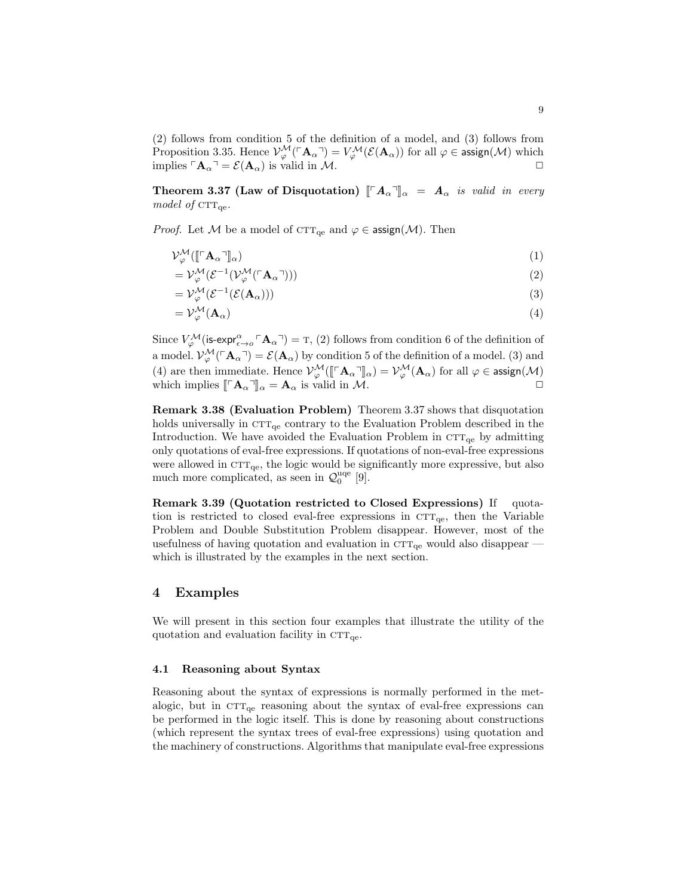(2) follows from condition 5 of the definition of a model, and (3) follows from Proposition 3.35. Hence $\mathcal{V}_\varphi^\mathcal{M}(\ulcorner \mathbf{A}_\alpha \urcorner) = V_\varphi^\mathcal{M}(\mathcal{E}(\mathbf{A}_\alpha))$ for all $\varphi \in \mathsf{assign}(\mathcal{M})$ which implies $\ulcorner \mathbf{A}_\alpha \urcorner = \mathcal{E}(\mathbf{A}_\alpha)$ is valid in $\mathcal{M}$. $\square$

**Theorem 3.37 (Law of Disquotation)** *$[\![\ulcorner \mathbf{A}_\alpha \urcorner]\!]_\alpha = \mathbf{A}_\alpha$ is valid in every model of* $\text{CTT}_\text{qe}$.

*Proof.* Let $\mathcal{M}$ be a model of $\text{CTT}_\text{qe}$ and $\varphi \in \mathsf{assign}(\mathcal{M})$. Then

$$
\begin{aligned}
&\mathcal{V}_\varphi^\mathcal{M}([\![\ulcorner \mathbf{A}_\alpha \urcorner]\!]_\alpha) && (1)\\
&= \mathcal{V}_\varphi^\mathcal{M}(\mathcal{E}^{-1}(\mathcal{V}_\varphi^\mathcal{M}(\ulcorner \mathbf{A}_\alpha \urcorner))) && (2)\\
&= \mathcal{V}_\varphi^\mathcal{M}(\mathcal{E}^{-1}(\mathcal{E}(\mathbf{A}_\alpha))) && (3)\\
&= \mathcal{V}_\varphi^\mathcal{M}(\mathbf{A}_\alpha) && (4)
\end{aligned}
$$

Since $V_\varphi^\mathcal{M}(\mathsf{is\text{-}expr}_{\epsilon \to o}^\alpha \ulcorner \mathbf{A}_\alpha \urcorner) = \text{T}$, (2) follows from condition 6 of the definition of a model. $\mathcal{V}_\varphi^\mathcal{M}(\ulcorner \mathbf{A}_\alpha \urcorner) = \mathcal{E}(\mathbf{A}_\alpha)$ by condition 5 of the definition of a model. (3) and (4) are then immediate. Hence $\mathcal{V}_\varphi^\mathcal{M}([\![\ulcorner \mathbf{A}_\alpha \urcorner]\!]_\alpha) = \mathcal{V}_\varphi^\mathcal{M}(\mathbf{A}_\alpha)$ for all $\varphi \in \mathsf{assign}(\mathcal{M})$ which implies $[\![\ulcorner \mathbf{A}_\alpha \urcorner]\!]_\alpha = \mathbf{A}_\alpha$ is valid in $\mathcal{M}$. $\square$

**Remark 3.38 (Evaluation Problem)** Theorem 3.37 shows that disquotation holds universally in $\text{CTT}_\text{qe}$ contrary to the Evaluation Problem described in the Introduction. We have avoided the Evaluation Problem in $\text{CTT}_\text{qe}$ by admitting only quotations of eval-free expressions. If quotations of non-eval-free expressions were allowed in $\text{CTT}_\text{qe}$, the logic would be significantly more expressive, but also much more complicated, as seen in $\mathcal{Q}_0^\text{uqe}$ [9].

**Remark 3.39 (Quotation restricted to Closed Expressions)** If quotation is restricted to closed eval-free expressions in $\text{CTT}_\text{qe}$, then the Variable Problem and Double Substitution Problem disappear. However, most of the usefulness of having quotation and evaluation in $\text{CTT}_\text{qe}$ would also disappear — which is illustrated by the examples in the next section.

## 4 Examples

We will present in this section four examples that illustrate the utility of the quotation and evaluation facility in $\text{CTT}_\text{qe}$.

### 4.1 Reasoning about Syntax

Reasoning about the syntax of expressions is normally performed in the metalogic, but in $\text{CTT}_\text{qe}$ reasoning about the syntax of eval-free expressions can be performed in the logic itself. This is done by reasoning about constructions (which represent the syntax trees of eval-free expressions) using quotation and the machinery of constructions. Algorithms that manipulate eval-free expressions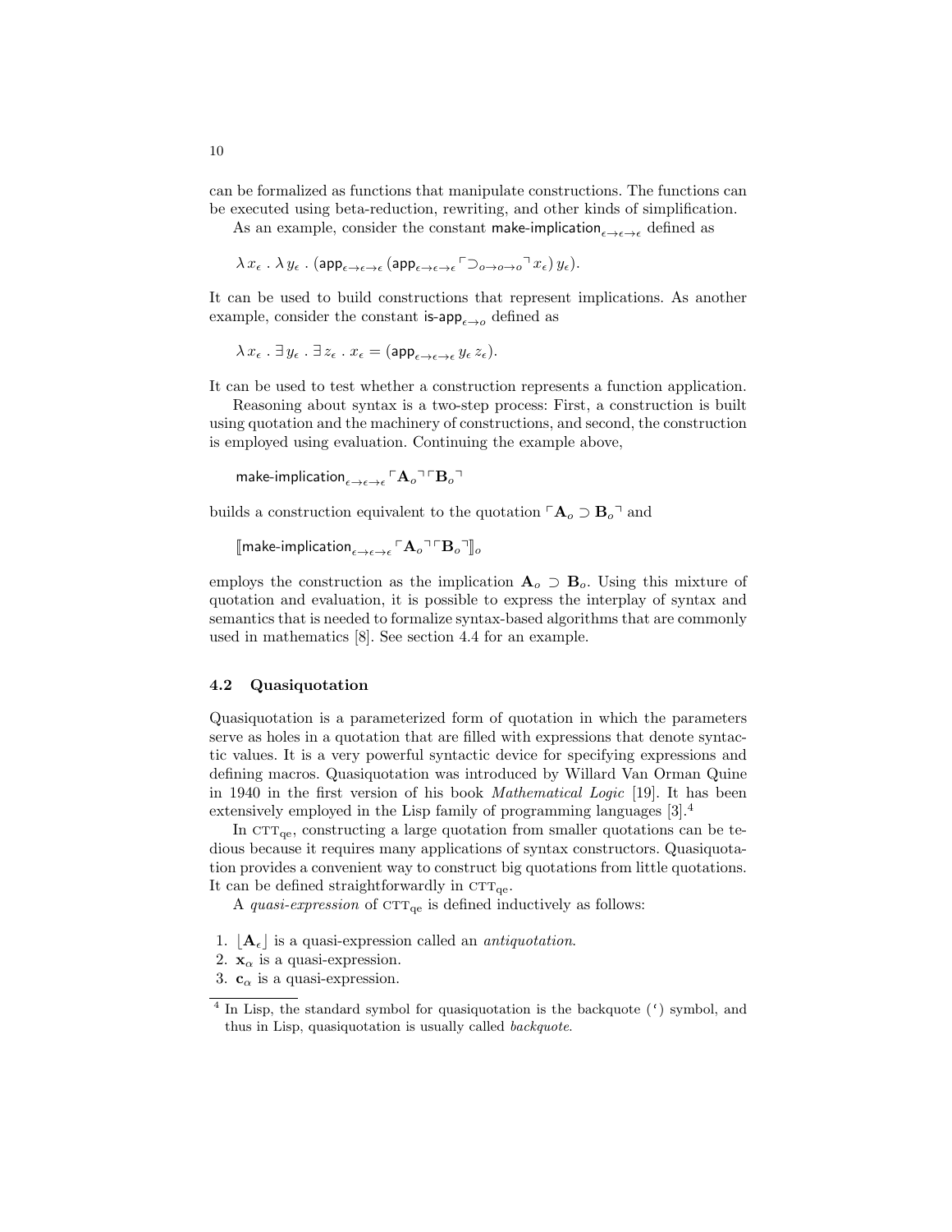can be formalized as functions that manipulate constructions. The functions can be executed using beta-reduction, rewriting, and other kinds of simplification.

As an example, consider the constant $\mathsf{make\text{-}implication}_{\epsilon \to \epsilon \to \epsilon}$ defined as

$$\lambda\, x_\epsilon \,.\, \lambda\, y_\epsilon \,.\, (\mathsf{app}_{\epsilon \to \epsilon \to \epsilon}\, (\mathsf{app}_{\epsilon \to \epsilon \to \epsilon}\, \ulcorner \supset_{o \to o \to o} \urcorner\, x_\epsilon)\, y_\epsilon).$$

It can be used to build constructions that represent implications. As another example, consider the constant $\mathsf{is\text{-}app}_{\epsilon \to o}$ defined as

$$\lambda\, x_\epsilon \,.\, \exists\, y_\epsilon \,.\, \exists\, z_\epsilon \,.\, x_\epsilon = (\mathsf{app}_{\epsilon \to \epsilon \to \epsilon}\, y_\epsilon\, z_\epsilon).$$

It can be used to test whether a construction represents a function application.

Reasoning about syntax is a two-step process: First, a construction is built using quotation and the machinery of constructions, and second, the construction is employed using evaluation. Continuing the example above,

$$\mathsf{make\text{-}implication}_{\epsilon \to \epsilon \to \epsilon}\, \ulcorner \mathbf{A}_o \urcorner \ulcorner \mathbf{B}_o \urcorner$$

builds a construction equivalent to the quotation $\ulcorner \mathbf{A}_o \supset \mathbf{B}_o \urcorner$ and

$$[\![\mathsf{make\text{-}implication}_{\epsilon \to \epsilon \to \epsilon}\, \ulcorner \mathbf{A}_o \urcorner \ulcorner \mathbf{B}_o \urcorner]\!]_o$$

employs the construction as the implication $\mathbf{A}_o \supset \mathbf{B}_o$. Using this mixture of quotation and evaluation, it is possible to express the interplay of syntax and semantics that is needed to formalize syntax-based algorithms that are commonly used in mathematics [8]. See section 4.4 for an example.

### 4.2 Quasiquotation

Quasiquotation is a parameterized form of quotation in which the parameters serve as holes in a quotation that are filled with expressions that denote syntactic values. It is a very powerful syntactic device for specifying expressions and defining macros. Quasiquotation was introduced by Willard Van Orman Quine in 1940 in the first version of his book *Mathematical Logic* [19]. It has been extensively employed in the Lisp family of programming languages [3].[4]

In $\text{CTT}_{\text{qe}}$, constructing a large quotation from smaller quotations can be tedious because it requires many applications of syntax constructors. Quasiquotation provides a convenient way to construct big quotations from little quotations. It can be defined straightforwardly in $\text{CTT}_{\text{qe}}$.

A *quasi-expression* of $\text{CTT}_{\text{qe}}$ is defined inductively as follows:

1. $\lfloor \mathbf{A}_\epsilon \rfloor$ is a quasi-expression called an *antiquotation*.
2. $\mathbf{x}_\alpha$ is a quasi-expression.
3. $\mathbf{c}_\alpha$ is a quasi-expression.

[4] In Lisp, the standard symbol for quasiquotation is the backquote (‘) symbol, and thus in Lisp, quasiquotation is usually called *backquote*.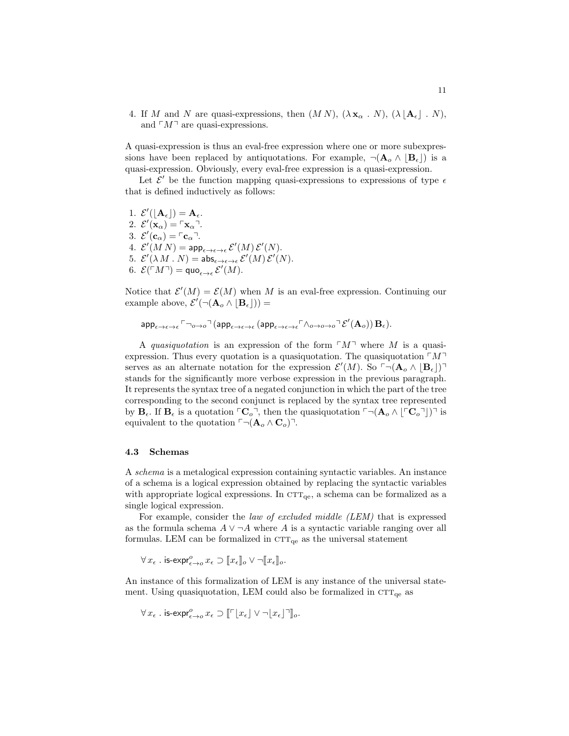4. If $M$ and $N$ are quasi-expressions, then $(M\,N)$, $(\lambda\, \mathbf{x}_\alpha \,.\, N)$, $(\lambda\, \lfloor \mathbf{A}_\epsilon \rfloor \,.\, N)$, and $\ulcorner M \urcorner$ are quasi-expressions.

A quasi-expression is thus an eval-free expression where one or more subexpressions have been replaced by antiquotations. For example, $\neg(\mathbf{A}_o \wedge \lfloor \mathbf{B}_\epsilon \rfloor)$ is a quasi-expression. Obviously, every eval-free expression is a quasi-expression.

Let $\mathcal{E}'$ be the function mapping quasi-expressions to expressions of type $\epsilon$ that is defined inductively as follows:

1. $\mathcal{E}'(\lfloor \mathbf{A}_\epsilon \rfloor) = \mathbf{A}_\epsilon$.
2. $\mathcal{E}'(\mathbf{x}_\alpha) = \ulcorner \mathbf{x}_\alpha \urcorner$.
3. $\mathcal{E}'(\mathbf{c}_\alpha) = \ulcorner \mathbf{c}_\alpha \urcorner$.
4. $\mathcal{E}'(M\,N) = \mathsf{app}_{\epsilon \to \epsilon \to \epsilon}\, \mathcal{E}'(M)\, \mathcal{E}'(N)$.
5. $\mathcal{E}'(\lambda\, M \,.\, N) = \mathsf{abs}_{\epsilon \to \epsilon \to \epsilon}\, \mathcal{E}'(M)\, \mathcal{E}'(N)$.
6. $\mathcal{E}(\ulcorner M \urcorner) = \mathsf{quo}_{\epsilon \to \epsilon}\, \mathcal{E}'(M)$.

Notice that $\mathcal{E}'(M) = \mathcal{E}(M)$ when $M$ is an eval-free expression. Continuing our example above, $\mathcal{E}'(\neg(\mathbf{A}_o \wedge \lfloor \mathbf{B}_\epsilon \rfloor)) =$

$$\mathsf{app}_{\epsilon \to \epsilon \to \epsilon}\, \ulcorner \neg_{o \to o} \urcorner\, (\mathsf{app}_{\epsilon \to \epsilon \to \epsilon}\, (\mathsf{app}_{\epsilon \to \epsilon \to \epsilon} \ulcorner \wedge_{o \to o \to o} \urcorner\, \mathcal{E}'(\mathbf{A}_o))\, \mathbf{B}_\epsilon).$$

A *quasiquotation* is an expression of the form $\ulcorner M \urcorner$ where $M$ is a quasi-expression. Thus every quotation is a quasiquotation. The quasiquotation $\ulcorner M \urcorner$ serves as an alternate notation for the expression $\mathcal{E}'(M)$. So $\ulcorner \neg(\mathbf{A}_o \wedge \lfloor \mathbf{B}_\epsilon \rfloor) \urcorner$ stands for the significantly more verbose expression in the previous paragraph. It represents the syntax tree of a negated conjunction in which the part of the tree corresponding to the second conjunct is replaced by the syntax tree represented by $\mathbf{B}_\epsilon$. If $\mathbf{B}_\epsilon$ is a quotation $\ulcorner \mathbf{C}_o \urcorner$, then the quasiquotation $\ulcorner \neg(\mathbf{A}_o \wedge \lfloor \ulcorner \mathbf{C}_o \urcorner \rfloor) \urcorner$ is equivalent to the quotation $\ulcorner \neg(\mathbf{A}_o \wedge \mathbf{C}_o) \urcorner$.

### 4.3 Schemas

A *schema* is a metalogical expression containing syntactic variables. An instance of a schema is a logical expression obtained by replacing the syntactic variables with appropriate logical expressions. In $\textsc{ctt}_{\mathrm{qe}}$, a schema can be formalized as a single logical expression.

For example, consider the *law of excluded middle (LEM)* that is expressed as the formula schema $A \vee \neg A$ where $A$ is a syntactic variable ranging over all formulas. LEM can be formalized in $\textsc{ctt}_{\mathrm{qe}}$ as the universal statement

$$\forall\, x_\epsilon \,.\, \mathsf{is\text{-}expr}^{o}_{\epsilon \to o}\, x_\epsilon \supset [\![ x_\epsilon ]\!]_o \vee \neg [\![ x_\epsilon ]\!]_o.$$

An instance of this formalization of LEM is any instance of the universal statement. Using quasiquotation, LEM could also be formalized in $\textsc{ctt}_{\mathrm{qe}}$ as

$$\forall\, x_\epsilon \,.\, \mathsf{is\text{-}expr}^{o}_{\epsilon \to o}\, x_\epsilon \supset [\![ \ulcorner \lfloor x_\epsilon \rfloor \vee \neg \lfloor x_\epsilon \rfloor \urcorner ]\!]_o.$$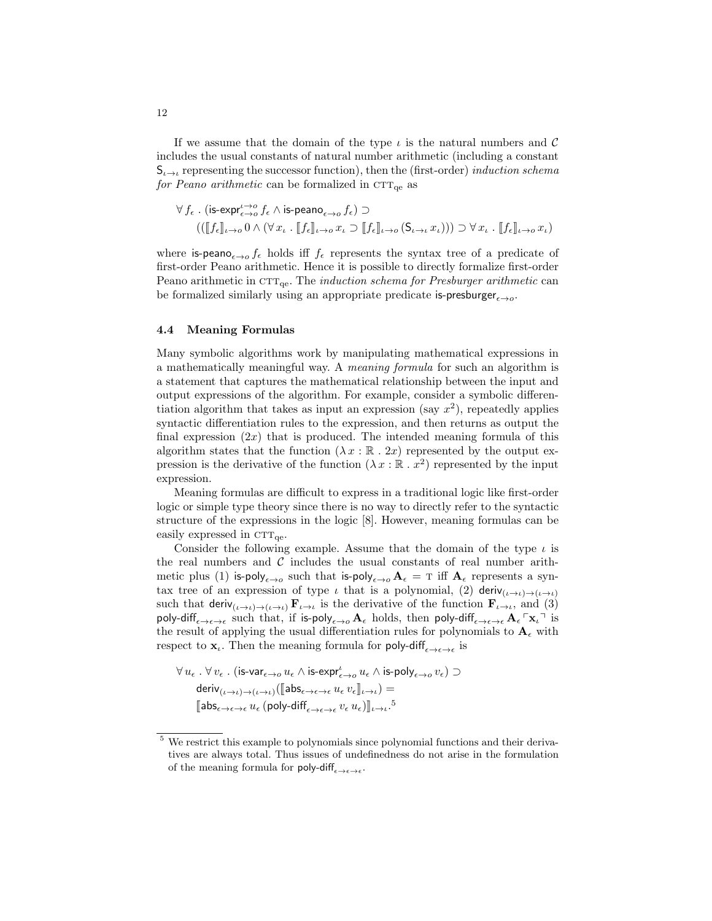If we assume that the domain of the type $\iota$ is the natural numbers and $\mathcal{C}$ includes the usual constants of natural number arithmetic (including a constant $\mathsf{S}_{\iota\to\iota}$ representing the successor function), then the (first-order) *induction schema for Peano arithmetic* can be formalized in $\text{CTT}_{\text{qe}}$ as

$$\begin{aligned}&\forall\, f_\epsilon\ .\ (\mathsf{is\text{-}expr}^{\iota\to o}_{\epsilon\to o}\, f_\epsilon \wedge \mathsf{is\text{-}peano}_{\epsilon\to o}\, f_\epsilon) \supset\\ &\quad ((\llbracket f_\epsilon \rrbracket_{\iota\to o}\, 0 \wedge (\forall\, x_\iota\ .\ \llbracket f_\epsilon \rrbracket_{\iota\to o}\, x_\iota \supset \llbracket f_\epsilon \rrbracket_{\iota\to o}\, (\mathsf{S}_{\iota\to\iota}\, x_\iota))) \supset \forall\, x_\iota\ .\ \llbracket f_\epsilon \rrbracket_{\iota\to o}\, x_\iota)\end{aligned}$$

where $\mathsf{is\text{-}peano}_{\epsilon\to o}\, f_\epsilon$ holds iff $f_\epsilon$ represents the syntax tree of a predicate of first-order Peano arithmetic. Hence it is possible to directly formalize first-order Peano arithmetic in $\text{CTT}_{\text{qe}}$. The *induction schema for Presburger arithmetic* can be formalized similarly using an appropriate predicate $\mathsf{is\text{-}presburger}_{\epsilon\to o}$.

### 4.4 Meaning Formulas

Many symbolic algorithms work by manipulating mathematical expressions in a mathematically meaningful way. A *meaning formula* for such an algorithm is a statement that captures the mathematical relationship between the input and output expressions of the algorithm. For example, consider a symbolic differentiation algorithm that takes as input an expression (say $x^2$), repeatedly applies syntactic differentiation rules to the expression, and then returns as output the final expression ($2x$) that is produced. The intended meaning formula of this algorithm states that the function $(\lambda\, x : \mathbb{R}\ .\ 2x)$ represented by the output expression is the derivative of the function $(\lambda\, x : \mathbb{R}\ .\ x^2)$ represented by the input expression.

Meaning formulas are difficult to express in a traditional logic like first-order logic or simple type theory since there is no way to directly refer to the syntactic structure of the expressions in the logic [8]. However, meaning formulas can be easily expressed in $\text{CTT}_{\text{qe}}$.

Consider the following example. Assume that the domain of the type $\iota$ is the real numbers and $\mathcal{C}$ includes the usual constants of real number arithmetic plus (1) $\mathsf{is\text{-}poly}_{\epsilon\to o}$ such that $\mathsf{is\text{-}poly}_{\epsilon\to o}\, \mathbf{A}_\epsilon = \text{T}$ iff $\mathbf{A}_\epsilon$ represents a syntax tree of an expression of type $\iota$ that is a polynomial, (2) $\mathsf{deriv}_{(\iota\to\iota)\to(\iota\to\iota)}$ such that $\mathsf{deriv}_{(\iota\to\iota)\to(\iota\to\iota)}\, \mathbf{F}_{\iota\to\iota}$ is the derivative of the function $\mathbf{F}_{\iota\to\iota}$, and (3) $\mathsf{poly\text{-}diff}_{\epsilon\to\epsilon\to\epsilon}$ such that, if $\mathsf{is\text{-}poly}_{\epsilon\to o}\, \mathbf{A}_\epsilon$ holds, then $\mathsf{poly\text{-}diff}_{\epsilon\to\epsilon\to\epsilon}\, \mathbf{A}_\epsilon \ulcorner \mathbf{x}_\iota \urcorner$ is the result of applying the usual differentiation rules for polynomials to $\mathbf{A}_\epsilon$ with respect to $\mathbf{x}_\iota$. Then the meaning formula for $\mathsf{poly\text{-}diff}_{\epsilon\to\epsilon\to\epsilon}$ is

$$\begin{aligned}&\forall\, u_\epsilon\ .\ \forall\, v_\epsilon\ .\ (\mathsf{is\text{-}var}_{\epsilon\to o}\, u_\epsilon \wedge \mathsf{is\text{-}expr}^{\iota}_{\epsilon\to o}\, u_\epsilon \wedge \mathsf{is\text{-}poly}_{\epsilon\to o}\, v_\epsilon) \supset\\ &\quad \mathsf{deriv}_{(\iota\to\iota)\to(\iota\to\iota)}(\llbracket \mathsf{abs}_{\epsilon\to\epsilon\to\epsilon}\, u_\epsilon\, v_\epsilon \rrbracket_{\iota\to\iota}) =\\ &\quad \llbracket \mathsf{abs}_{\epsilon\to\epsilon\to\epsilon}\, u_\epsilon\, (\mathsf{poly\text{-}diff}_{\epsilon\to\epsilon\to\epsilon}\, v_\epsilon\, u_\epsilon) \rrbracket_{\iota\to\iota}.\end{aligned}$$[5]

[5] We restrict this example to polynomials since polynomial functions and their derivatives are always total. Thus issues of undefinedness do not arise in the formulation of the meaning formula for $\mathsf{poly\text{-}diff}_{\epsilon\to\epsilon\to\epsilon}$.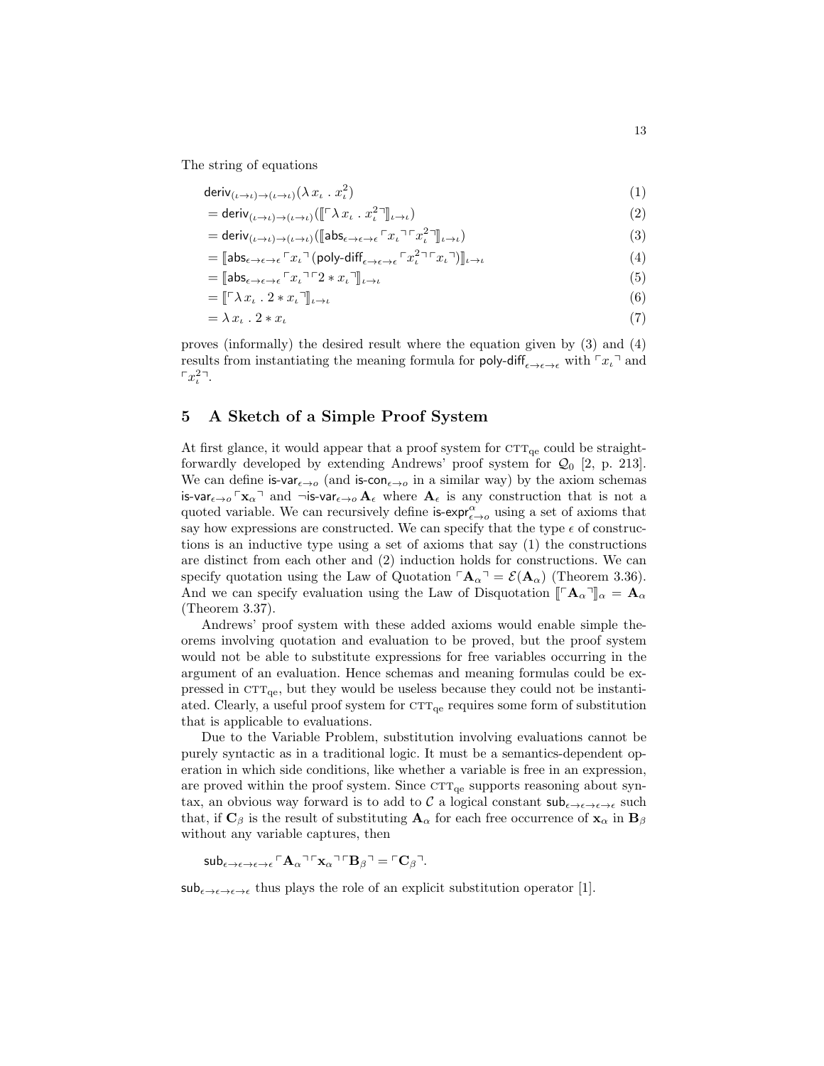The string of equations

$$
\begin{aligned}
&\mathsf{deriv}_{(\iota\to\iota)\to(\iota\to\iota)}(\lambda\, x_\iota \,.\, x_\iota^2) && (1)\\
&= \mathsf{deriv}_{(\iota\to\iota)\to(\iota\to\iota)}(\llbracket \ulcorner \lambda\, x_\iota \,.\, x_\iota^2 \urcorner \rrbracket_{\iota\to\iota}) && (2)\\
&= \mathsf{deriv}_{(\iota\to\iota)\to(\iota\to\iota)}(\llbracket \mathsf{abs}_{\epsilon\to\epsilon\to\epsilon} \ulcorner x_\iota \urcorner \ulcorner x_\iota^2 \urcorner \rrbracket_{\iota\to\iota}) && (3)\\
&= \llbracket \mathsf{abs}_{\epsilon\to\epsilon\to\epsilon} \ulcorner x_\iota \urcorner (\mathsf{poly\text{-}diff}_{\epsilon\to\epsilon\to\epsilon} \ulcorner x_\iota^2 \urcorner \ulcorner x_\iota \urcorner) \rrbracket_{\iota\to\iota} && (4)\\
&= \llbracket \mathsf{abs}_{\epsilon\to\epsilon\to\epsilon} \ulcorner x_\iota \urcorner \ulcorner 2 * x_\iota \urcorner \rrbracket_{\iota\to\iota} && (5)\\
&= \llbracket \ulcorner \lambda\, x_\iota \,.\, 2 * x_\iota \urcorner \rrbracket_{\iota\to\iota} && (6)\\
&= \lambda\, x_\iota \,.\, 2 * x_\iota && (7)
\end{aligned}
$$

proves (informally) the desired result where the equation given by (3) and (4) results from instantiating the meaning formula for $\mathsf{poly\text{-}diff}_{\epsilon\to\epsilon\to\epsilon}$ with $\ulcorner x_\iota \urcorner$ and $\ulcorner x_\iota^2 \urcorner$.

## 5 A Sketch of a Simple Proof System

At first glance, it would appear that a proof system for $\text{CTT}_{\text{qe}}$ could be straightforwardly developed by extending Andrews' proof system for $\mathcal{Q}_0$ [2, p. 213]. We can define $\mathsf{is\text{-}var}_{\epsilon\to o}$ (and $\mathsf{is\text{-}con}_{\epsilon\to o}$ in a similar way) by the axiom schemas $\mathsf{is\text{-}var}_{\epsilon\to o} \ulcorner \mathbf{x}_\alpha \urcorner$ and $\neg \mathsf{is\text{-}var}_{\epsilon\to o}\, \mathbf{A}_\epsilon$ where $\mathbf{A}_\epsilon$ is any construction that is not a quoted variable. We can recursively define $\mathsf{is\text{-}expr}^{\alpha}_{\epsilon\to o}$ using a set of axioms that say how expressions are constructed. We can specify that the type $\epsilon$ of constructions is an inductive type using a set of axioms that say (1) the constructions are distinct from each other and (2) induction holds for constructions. We can specify quotation using the Law of Quotation $\ulcorner \mathbf{A}_\alpha \urcorner = \mathcal{E}(\mathbf{A}_\alpha)$ (Theorem 3.36). And we can specify evaluation using the Law of Disquotation $\llbracket \ulcorner \mathbf{A}_\alpha \urcorner \rrbracket_\alpha = \mathbf{A}_\alpha$ (Theorem 3.37).

Andrews' proof system with these added axioms would enable simple theorems involving quotation and evaluation to be proved, but the proof system would not be able to substitute expressions for free variables occurring in the argument of an evaluation. Hence schemas and meaning formulas could be expressed in $\text{CTT}_{\text{qe}}$, but they would be useless because they could not be instantiated. Clearly, a useful proof system for $\text{CTT}_{\text{qe}}$ requires some form of substitution that is applicable to evaluations.

Due to the Variable Problem, substitution involving evaluations cannot be purely syntactic as in a traditional logic. It must be a semantics-dependent operation in which side conditions, like whether a variable is free in an expression, are proved within the proof system. Since $\text{CTT}_{\text{qe}}$ supports reasoning about syntax, an obvious way forward is to add to $\mathcal{C}$ a logical constant $\mathsf{sub}_{\epsilon\to\epsilon\to\epsilon\to\epsilon}$ such that, if $\mathbf{C}_\beta$ is the result of substituting $\mathbf{A}_\alpha$ for each free occurrence of $\mathbf{x}_\alpha$ in $\mathbf{B}_\beta$ without any variable captures, then

$$\mathsf{sub}_{\epsilon\to\epsilon\to\epsilon\to\epsilon} \ulcorner \mathbf{A}_\alpha \urcorner \ulcorner \mathbf{x}_\alpha \urcorner \ulcorner \mathbf{B}_\beta \urcorner = \ulcorner \mathbf{C}_\beta \urcorner.$$

$\mathsf{sub}_{\epsilon\to\epsilon\to\epsilon\to\epsilon}$ thus plays the role of an explicit substitution operator [1].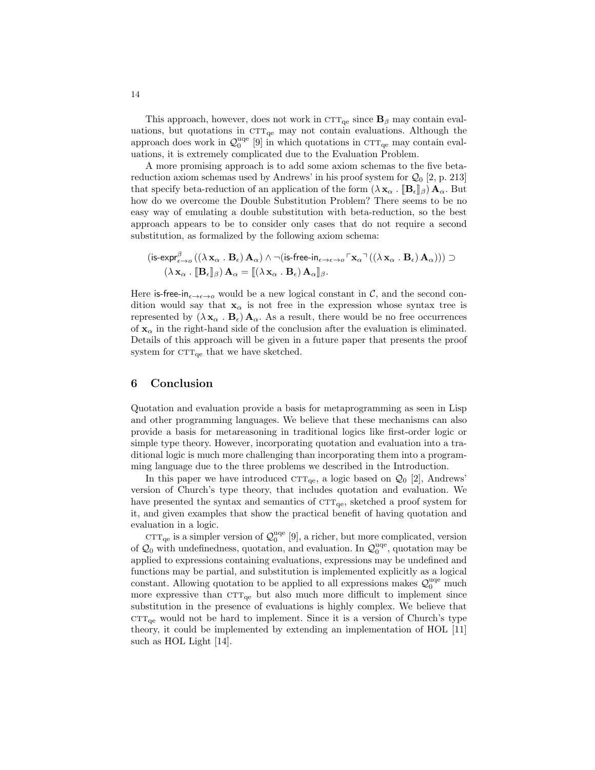This approach, however, does not work in $\text{CTT}_{\text{qe}}$ since $\mathbf{B}_\beta$ may contain evaluations, but quotations in $\text{CTT}_{\text{qe}}$ may not contain evaluations. Although the approach does work in $\mathcal{Q}_0^{\text{uqe}}$ [9] in which quotations in $\text{CTT}_{\text{qe}}$ may contain evaluations, it is extremely complicated due to the Evaluation Problem.

A more promising approach is to add some axiom schemas to the five beta-reduction axiom schemas used by Andrews' in his proof system for $\mathcal{Q}_0$ [2, p. 213] that specify beta-reduction of an application of the form $(\lambda\, \mathbf{x}_\alpha \,.\, [\![\mathbf{B}_\epsilon]\!]_\beta)\, \mathbf{A}_\alpha$. But how do we overcome the Double Substitution Problem? There seems to be no easy way of emulating a double substitution with beta-reduction, so the best approach appears to be to consider only cases that do not require a second substitution, as formalized by the following axiom schema:

$$(\textsf{is-expr}^{\beta}_{\epsilon\rightarrow o}\,((\lambda\, \mathbf{x}_\alpha \,.\, \mathbf{B}_\epsilon)\, \mathbf{A}_\alpha) \wedge \neg(\textsf{is-free-in}_{\epsilon\rightarrow\epsilon\rightarrow o}\, \ulcorner \mathbf{x}_\alpha \urcorner\, ((\lambda\, \mathbf{x}_\alpha \,.\, \mathbf{B}_\epsilon)\, \mathbf{A}_\alpha))) \supset$$
$$(\lambda\, \mathbf{x}_\alpha \,.\, [\![\mathbf{B}_\epsilon]\!]_\beta)\, \mathbf{A}_\alpha = [\![(\lambda\, \mathbf{x}_\alpha \,.\, \mathbf{B}_\epsilon)\, \mathbf{A}_\alpha]\!]_\beta.$$

Here $\textsf{is-free-in}_{\epsilon\rightarrow\epsilon\rightarrow o}$ would be a new logical constant in $\mathcal{C}$, and the second condition would say that $\mathbf{x}_\alpha$ is not free in the expression whose syntax tree is represented by $(\lambda\, \mathbf{x}_\alpha \,.\, \mathbf{B}_\epsilon)\, \mathbf{A}_\alpha$. As a result, there would be no free occurrences of $\mathbf{x}_\alpha$ in the right-hand side of the conclusion after the evaluation is eliminated. Details of this approach will be given in a future paper that presents the proof system for $\text{CTT}_{\text{qe}}$ that we have sketched.

## 6 Conclusion

Quotation and evaluation provide a basis for metaprogramming as seen in Lisp and other programming languages. We believe that these mechanisms can also provide a basis for metareasoning in traditional logics like first-order logic or simple type theory. However, incorporating quotation and evaluation into a traditional logic is much more challenging than incorporating them into a programming language due to the three problems we described in the Introduction.

In this paper we have introduced $\text{CTT}_{\text{qe}}$, a logic based on $\mathcal{Q}_0$ [2], Andrews' version of Church's type theory, that includes quotation and evaluation. We have presented the syntax and semantics of $\text{CTT}_{\text{qe}}$, sketched a proof system for it, and given examples that show the practical benefit of having quotation and evaluation in a logic.

$\text{CTT}_{\text{qe}}$ is a simpler version of $\mathcal{Q}_0^{\text{uqe}}$ [9], a richer, but more complicated, version of $\mathcal{Q}_0$ with undefinedness, quotation, and evaluation. In $\mathcal{Q}_0^{\text{uqe}}$, quotation may be applied to expressions containing evaluations, expressions may be undefined and functions may be partial, and substitution is implemented explicitly as a logical constant. Allowing quotation to be applied to all expressions makes $\mathcal{Q}_0^{\text{uqe}}$ much more expressive than $\text{CTT}_{\text{qe}}$ but also much more difficult to implement since substitution in the presence of evaluations is highly complex. We believe that $\text{CTT}_{\text{qe}}$ would not be hard to implement. Since it is a version of Church's type theory, it could be implemented by extending an implementation of HOL [11] such as HOL Light [14].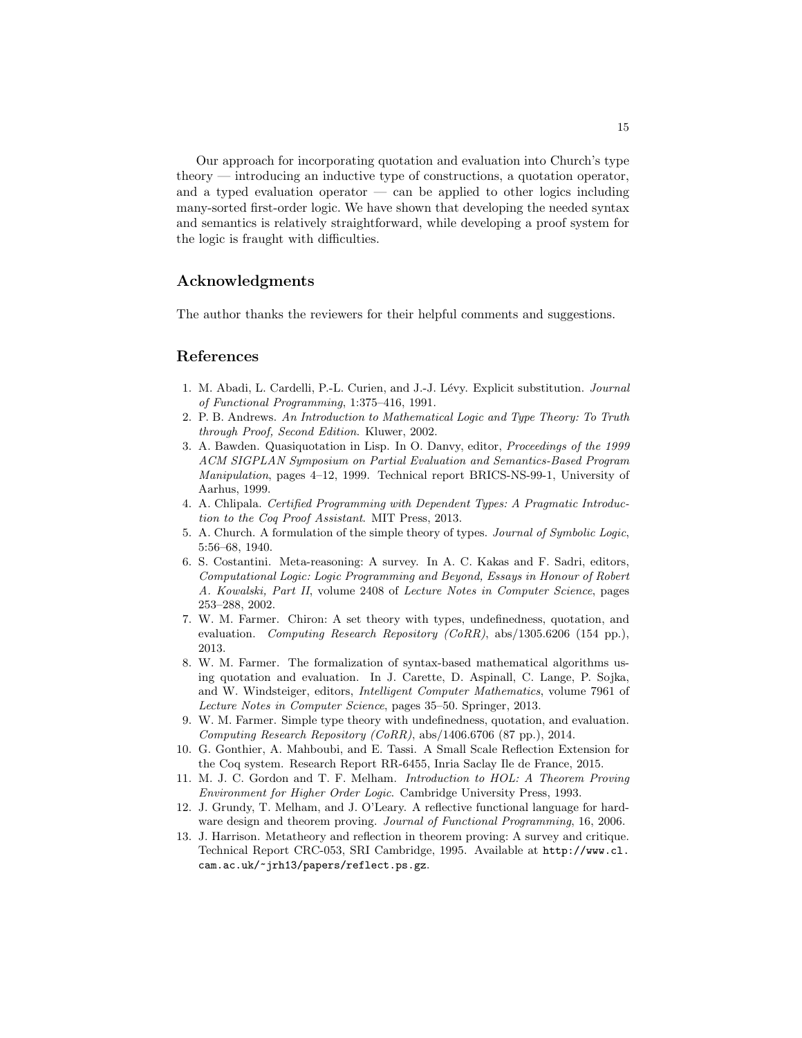Our approach for incorporating quotation and evaluation into Church's type theory — introducing an inductive type of constructions, a quotation operator, and a typed evaluation operator — can be applied to other logics including many-sorted first-order logic. We have shown that developing the needed syntax and semantics is relatively straightforward, while developing a proof system for the logic is fraught with difficulties.

## Acknowledgments

The author thanks the reviewers for their helpful comments and suggestions.

## References

1. M. Abadi, L. Cardelli, P.-L. Curien, and J.-J. Lévy. Explicit substitution. *Journal of Functional Programming*, 1:375–416, 1991.
2. P. B. Andrews. *An Introduction to Mathematical Logic and Type Theory: To Truth through Proof, Second Edition*. Kluwer, 2002.
3. A. Bawden. Quasiquotation in Lisp. In O. Danvy, editor, *Proceedings of the 1999 ACM SIGPLAN Symposium on Partial Evaluation and Semantics-Based Program Manipulation*, pages 4–12, 1999. Technical report BRICS-NS-99-1, University of Aarhus, 1999.
4. A. Chlipala. *Certified Programming with Dependent Types: A Pragmatic Introduction to the Coq Proof Assistant*. MIT Press, 2013.
5. A. Church. A formulation of the simple theory of types. *Journal of Symbolic Logic*, 5:56–68, 1940.
6. S. Costantini. Meta-reasoning: A survey. In A. C. Kakas and F. Sadri, editors, *Computational Logic: Logic Programming and Beyond, Essays in Honour of Robert A. Kowalski, Part II*, volume 2408 of *Lecture Notes in Computer Science*, pages 253–288, 2002.
7. W. M. Farmer. Chiron: A set theory with types, undefinedness, quotation, and evaluation. *Computing Research Repository (CoRR)*, abs/1305.6206 (154 pp.), 2013.
8. W. M. Farmer. The formalization of syntax-based mathematical algorithms using quotation and evaluation. In J. Carette, D. Aspinall, C. Lange, P. Sojka, and W. Windsteiger, editors, *Intelligent Computer Mathematics*, volume 7961 of *Lecture Notes in Computer Science*, pages 35–50. Springer, 2013.
9. W. M. Farmer. Simple type theory with undefinedness, quotation, and evaluation. *Computing Research Repository (CoRR)*, abs/1406.6706 (87 pp.), 2014.
10. G. Gonthier, A. Mahboubi, and E. Tassi. A Small Scale Reflection Extension for the Coq system. Research Report RR-6455, Inria Saclay Ile de France, 2015.
11. M. J. C. Gordon and T. F. Melham. *Introduction to HOL: A Theorem Proving Environment for Higher Order Logic*. Cambridge University Press, 1993.
12. J. Grundy, T. Melham, and J. O'Leary. A reflective functional language for hardware design and theorem proving. *Journal of Functional Programming*, 16, 2006.
13. J. Harrison. Metatheory and reflection in theorem proving: A survey and critique. Technical Report CRC-053, SRI Cambridge, 1995. Available at `http://www.cl.cam.ac.uk/~jrh13/papers/reflect.ps.gz`.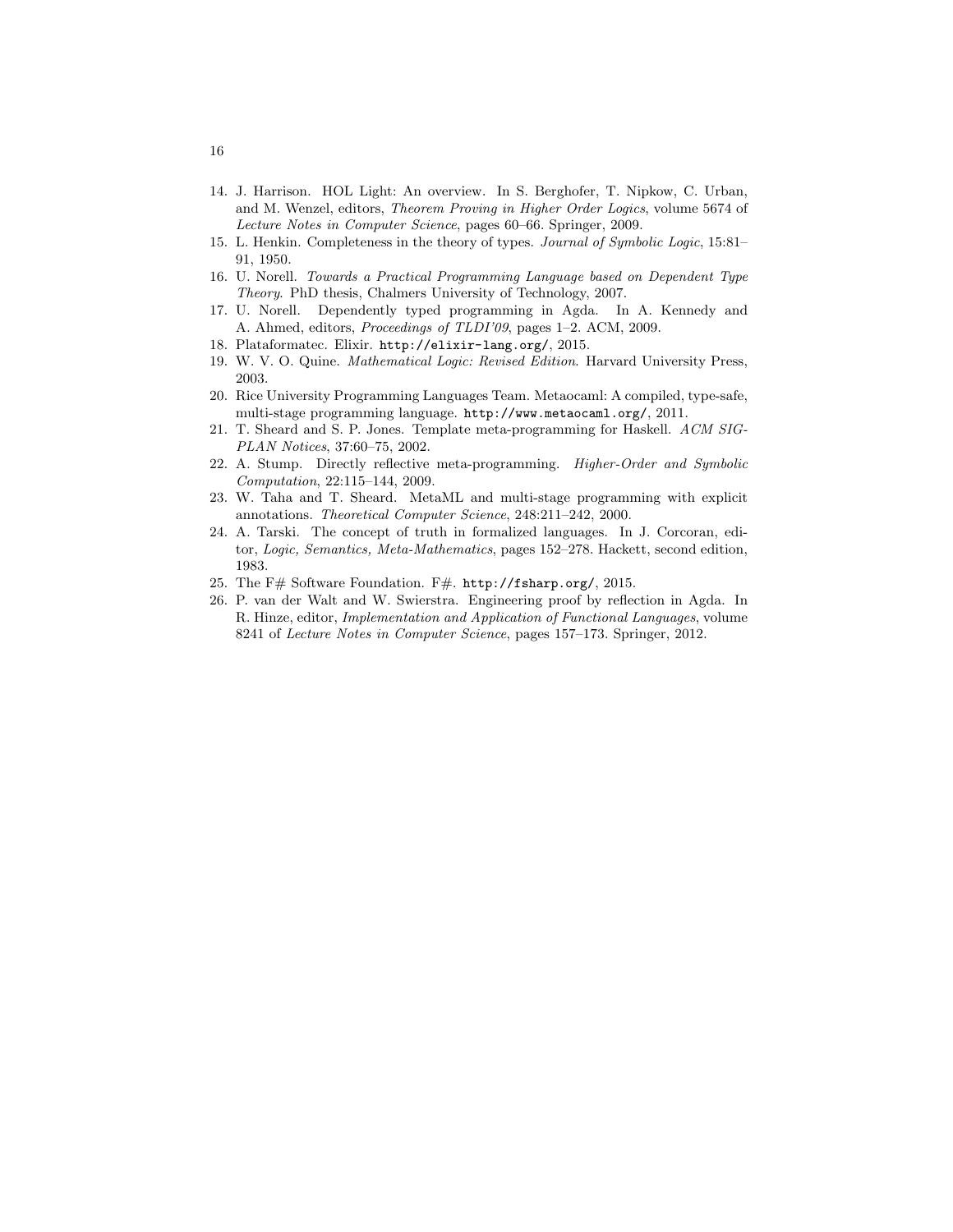14. J. Harrison. HOL Light: An overview. In S. Berghofer, T. Nipkow, C. Urban, and M. Wenzel, editors, *Theorem Proving in Higher Order Logics*, volume 5674 of *Lecture Notes in Computer Science*, pages 60–66. Springer, 2009.
15. L. Henkin. Completeness in the theory of types. *Journal of Symbolic Logic*, 15:81–91, 1950.
16. U. Norell. *Towards a Practical Programming Language based on Dependent Type Theory*. PhD thesis, Chalmers University of Technology, 2007.
17. U. Norell. Dependently typed programming in Agda. In A. Kennedy and A. Ahmed, editors, *Proceedings of TLDI'09*, pages 1–2. ACM, 2009.
18. Plataformatec. Elixir. `http://elixir-lang.org/`, 2015.
19. W. V. O. Quine. *Mathematical Logic: Revised Edition*. Harvard University Press, 2003.
20. Rice University Programming Languages Team. Metaocaml: A compiled, type-safe, multi-stage programming language. `http://www.metaocaml.org/`, 2011.
21. T. Sheard and S. P. Jones. Template meta-programming for Haskell. *ACM SIGPLAN Notices*, 37:60–75, 2002.
22. A. Stump. Directly reflective meta-programming. *Higher-Order and Symbolic Computation*, 22:115–144, 2009.
23. W. Taha and T. Sheard. MetaML and multi-stage programming with explicit annotations. *Theoretical Computer Science*, 248:211–242, 2000.
24. A. Tarski. The concept of truth in formalized languages. In J. Corcoran, editor, *Logic, Semantics, Meta-Mathematics*, pages 152–278. Hackett, second edition, 1983.
25. The F# Software Foundation. F#. `http://fsharp.org/`, 2015.
26. P. van der Walt and W. Swierstra. Engineering proof by reflection in Agda. In R. Hinze, editor, *Implementation and Application of Functional Languages*, volume 8241 of *Lecture Notes in Computer Science*, pages 157–173. Springer, 2012.